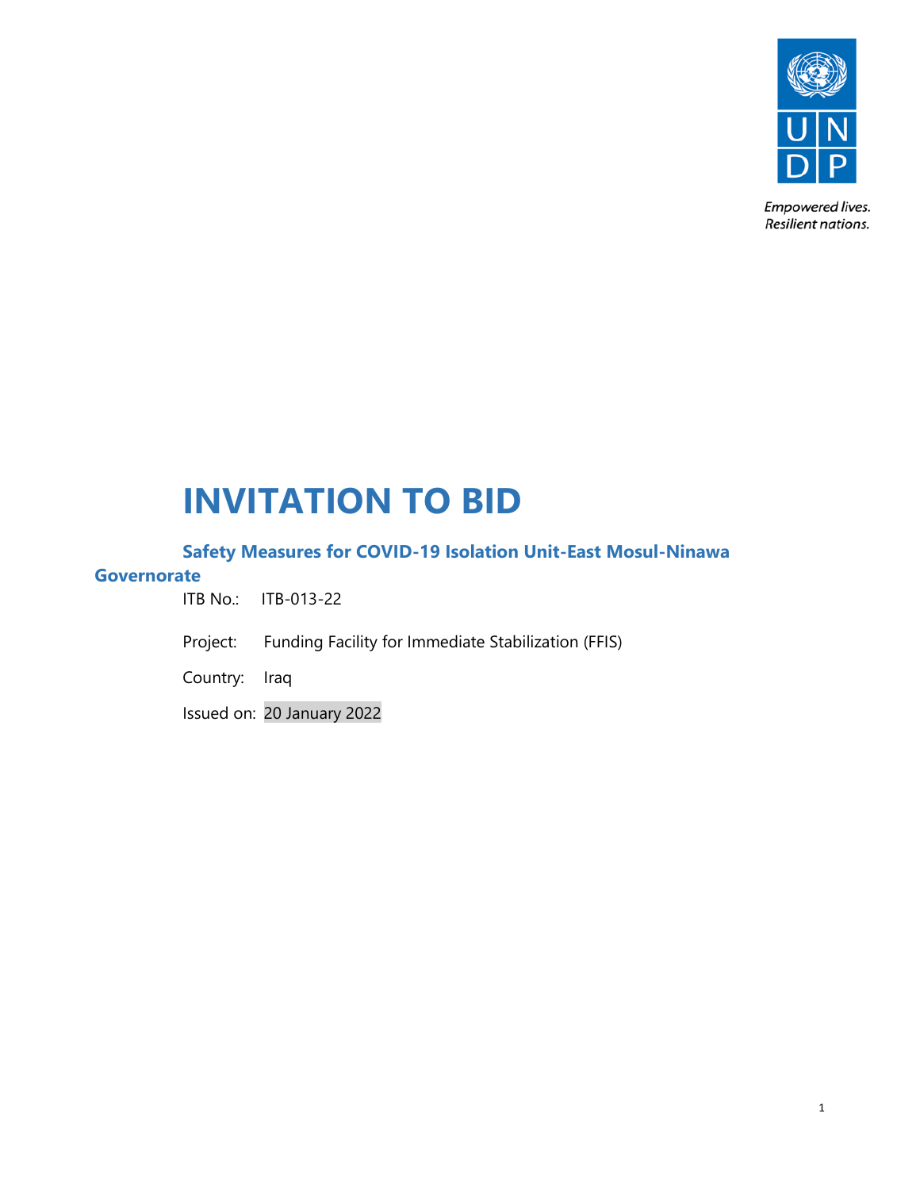Empowered lives.
Resilient nations.

# INVITATION TO BID

## Safety Measures for COVID-19 Isolation Unit-East Mosul-Ninawa Governorate

ITB No.: ITB-013-22

Project: Funding Facility for Immediate Stabilization (FFIS)

Country: Iraq

Issued on: 20 January 2022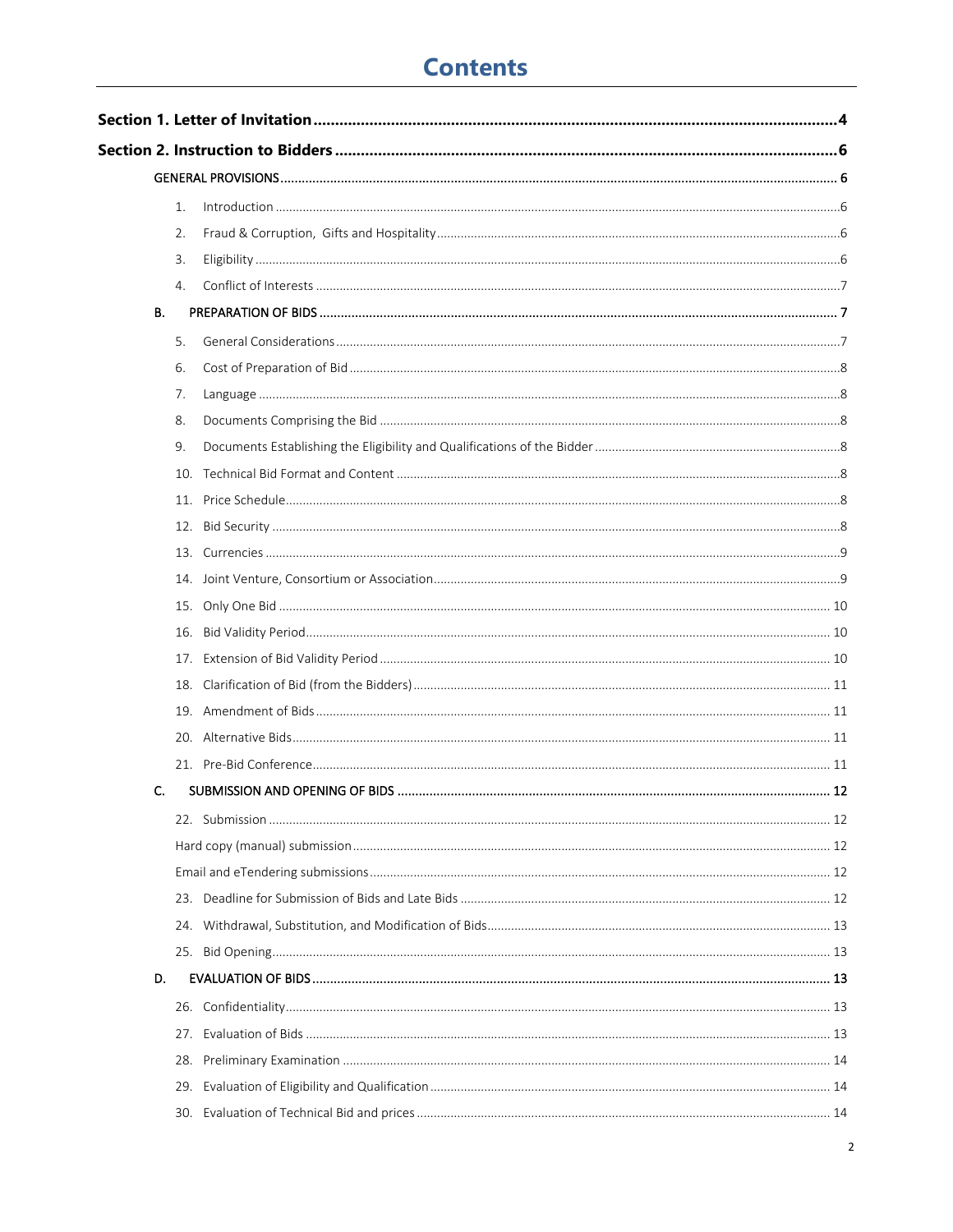# Contents

**Section 1. Letter of Invitation** .......... 4

**Section 2. Instruction to Bidders** .......... 6

GENERAL PROVISIONS .......... 6

1. Introduction .......... 6
2. Fraud & Corruption, Gifts and Hospitality .......... 6
3. Eligibility .......... 6
4. Conflict of Interests .......... 7

**B. PREPARATION OF BIDS** .......... 7

5. General Considerations .......... 7
6. Cost of Preparation of Bid .......... 8
7. Language .......... 8
8. Documents Comprising the Bid .......... 8
9. Documents Establishing the Eligibility and Qualifications of the Bidder .......... 8
10. Technical Bid Format and Content .......... 8
11. Price Schedule .......... 8
12. Bid Security .......... 8
13. Currencies .......... 9
14. Joint Venture, Consortium or Association .......... 9
15. Only One Bid .......... 10
16. Bid Validity Period .......... 10
17. Extension of Bid Validity Period .......... 10
18. Clarification of Bid (from the Bidders) .......... 11
19. Amendment of Bids .......... 11
20. Alternative Bids .......... 11
21. Pre-Bid Conference .......... 11

**C. SUBMISSION AND OPENING OF BIDS** .......... 12

22. Submission .......... 12

Hard copy (manual) submission .......... 12

Email and eTendering submissions .......... 12

23. Deadline for Submission of Bids and Late Bids .......... 12
24. Withdrawal, Substitution, and Modification of Bids .......... 13
25. Bid Opening .......... 13

**D. EVALUATION OF BIDS** .......... 13

26. Confidentiality .......... 13
27. Evaluation of Bids .......... 13
28. Preliminary Examination .......... 14
29. Evaluation of Eligibility and Qualification .......... 14
30. Evaluation of Technical Bid and prices .......... 14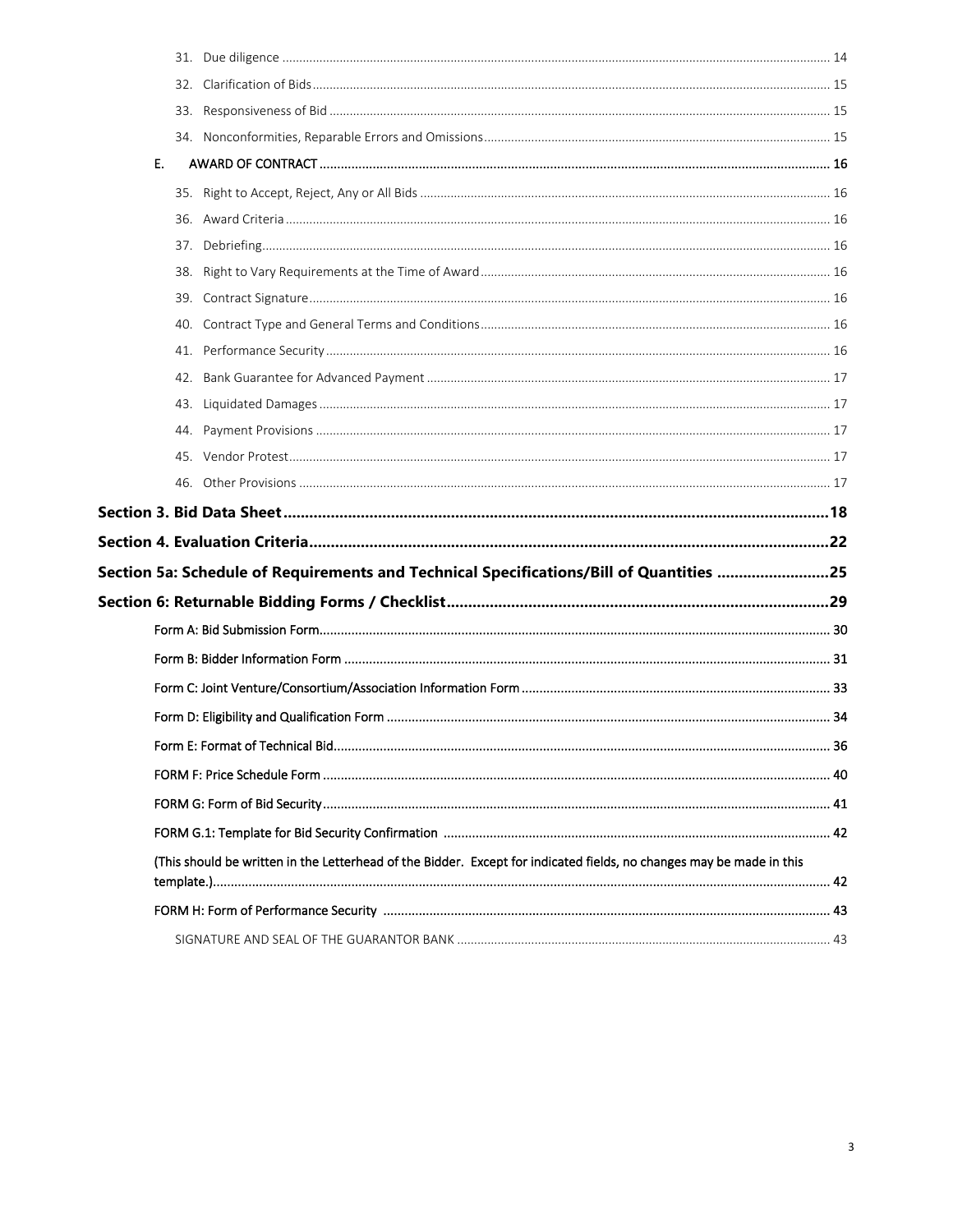31. Due diligence ..... 14
32. Clarification of Bids ..... 15
33. Responsiveness of Bid ..... 15
34. Nonconformities, Reparable Errors and Omissions ..... 15

E. AWARD OF CONTRACT ..... 16

35. Right to Accept, Reject, Any or All Bids ..... 16
36. Award Criteria ..... 16
37. Debriefing ..... 16
38. Right to Vary Requirements at the Time of Award ..... 16
39. Contract Signature ..... 16
40. Contract Type and General Terms and Conditions ..... 16
41. Performance Security ..... 16
42. Bank Guarantee for Advanced Payment ..... 17
43. Liquidated Damages ..... 17
44. Payment Provisions ..... 17
45. Vendor Protest ..... 17
46. Other Provisions ..... 17

**Section 3. Bid Data Sheet ..... 18**

**Section 4. Evaluation Criteria ..... 22**

**Section 5a: Schedule of Requirements and Technical Specifications/Bill of Quantities ..... 25**

**Section 6: Returnable Bidding Forms / Checklist ..... 29**

Form A: Bid Submission Form ..... 30

Form B: Bidder Information Form ..... 31

Form C: Joint Venture/Consortium/Association Information Form ..... 33

Form D: Eligibility and Qualification Form ..... 34

Form E: Format of Technical Bid ..... 36

FORM F: Price Schedule Form ..... 40

FORM G: Form of Bid Security ..... 41

FORM G.1: Template for Bid Security Confirmation ..... 42

(This should be written in the Letterhead of the Bidder. Except for indicated fields, no changes may be made in this template.) ..... 42

FORM H: Form of Performance Security ..... 43

SIGNATURE AND SEAL OF THE GUARANTOR BANK ..... 43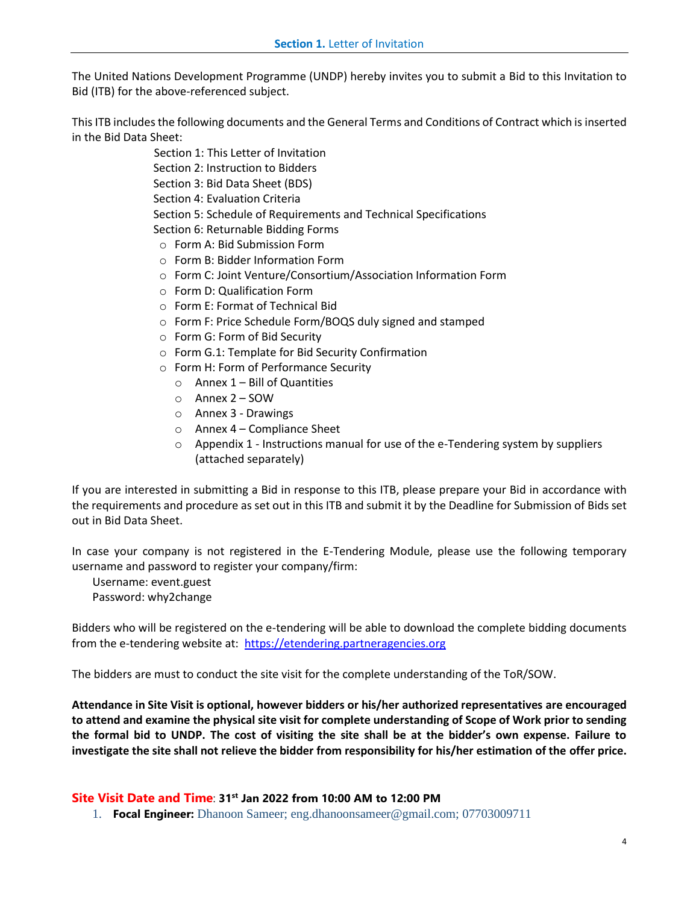## **Section 1.** Letter of Invitation

The United Nations Development Programme (UNDP) hereby invites you to submit a Bid to this Invitation to Bid (ITB) for the above-referenced subject.

This ITB includes the following documents and the General Terms and Conditions of Contract which is inserted in the Bid Data Sheet:

Section 1: This Letter of Invitation
Section 2: Instruction to Bidders
Section 3: Bid Data Sheet (BDS)
Section 4: Evaluation Criteria
Section 5: Schedule of Requirements and Technical Specifications
Section 6: Returnable Bidding Forms

- Form A: Bid Submission Form
- Form B: Bidder Information Form
- Form C: Joint Venture/Consortium/Association Information Form
- Form D: Qualification Form
- Form E: Format of Technical Bid
- Form F: Price Schedule Form/BOQS duly signed and stamped
- Form G: Form of Bid Security
- Form G.1: Template for Bid Security Confirmation
- Form H: Form of Performance Security
  - Annex 1 – Bill of Quantities
  - Annex 2 – SOW
  - Annex 3 - Drawings
  - Annex 4 – Compliance Sheet
  - Appendix 1 - Instructions manual for use of the e-Tendering system by suppliers (attached separately)

If you are interested in submitting a Bid in response to this ITB, please prepare your Bid in accordance with the requirements and procedure as set out in this ITB and submit it by the Deadline for Submission of Bids set out in Bid Data Sheet.

In case your company is not registered in the E-Tendering Module, please use the following temporary username and password to register your company/firm:

Username: event.guest
Password: why2change

Bidders who will be registered on the e-tendering will be able to download the complete bidding documents from the e-tendering website at: https://etendering.partneragencies.org

The bidders are must to conduct the site visit for the complete understanding of the ToR/SOW.

**Attendance in Site Visit is optional, however bidders or his/her authorized representatives are encouraged to attend and examine the physical site visit for complete understanding of Scope of Work prior to sending the formal bid to UNDP. The cost of visiting the site shall be at the bidder's own expense. Failure to investigate the site shall not relieve the bidder from responsibility for his/her estimation of the offer price.**

**Site Visit Date and Time**: **31st Jan 2022 from 10:00 AM to 12:00 PM**

1. **Focal Engineer:** Dhanoon Sameer; eng.dhanoonsameer@gmail.com; 07703009711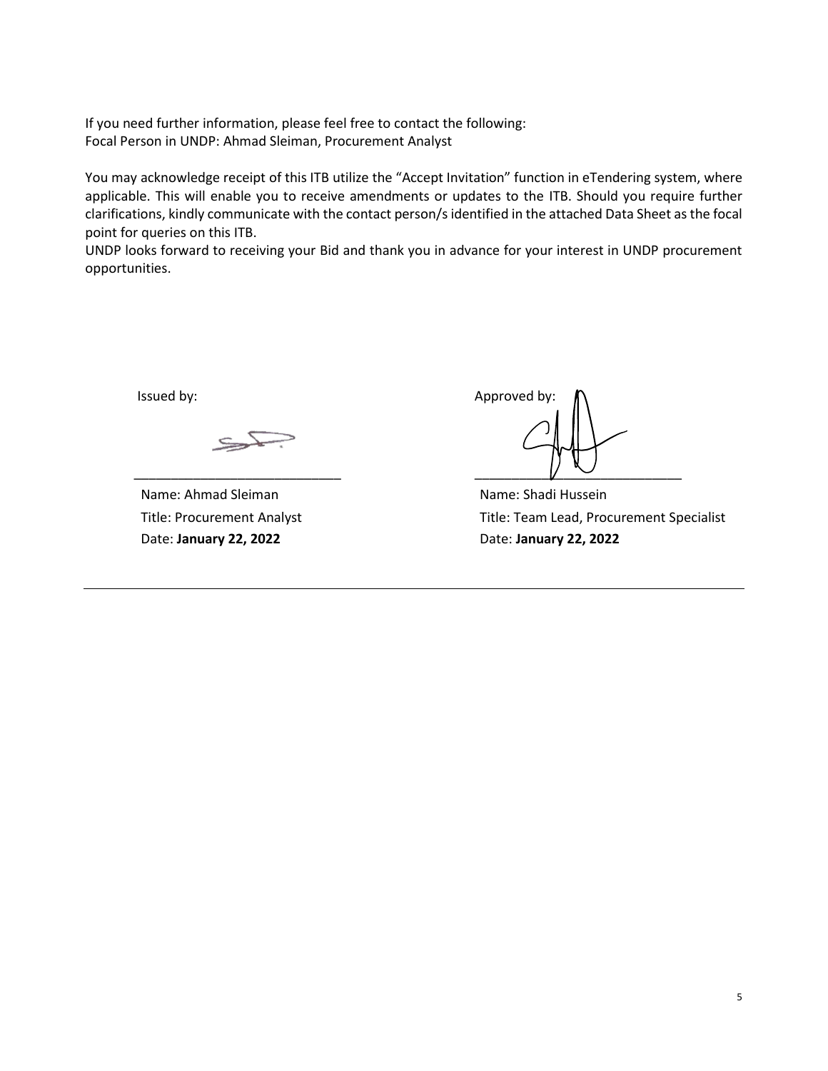If you need further information, please feel free to contact the following:
Focal Person in UNDP: Ahmad Sleiman, Procurement Analyst

You may acknowledge receipt of this ITB utilize the "Accept Invitation" function in eTendering system, where applicable. This will enable you to receive amendments or updates to the ITB. Should you require further clarifications, kindly communicate with the contact person/s identified in the attached Data Sheet as the focal point for queries on this ITB.
UNDP looks forward to receiving your Bid and thank you in advance for your interest in UNDP procurement opportunities.

Issued by:

_____________________________

Name: Ahmad Sleiman
Title: Procurement Analyst
Date: **January 22, 2022**

Approved by:

_____________________________

Name: Shadi Hussein
Title: Team Lead, Procurement Specialist
Date: **January 22, 2022**

---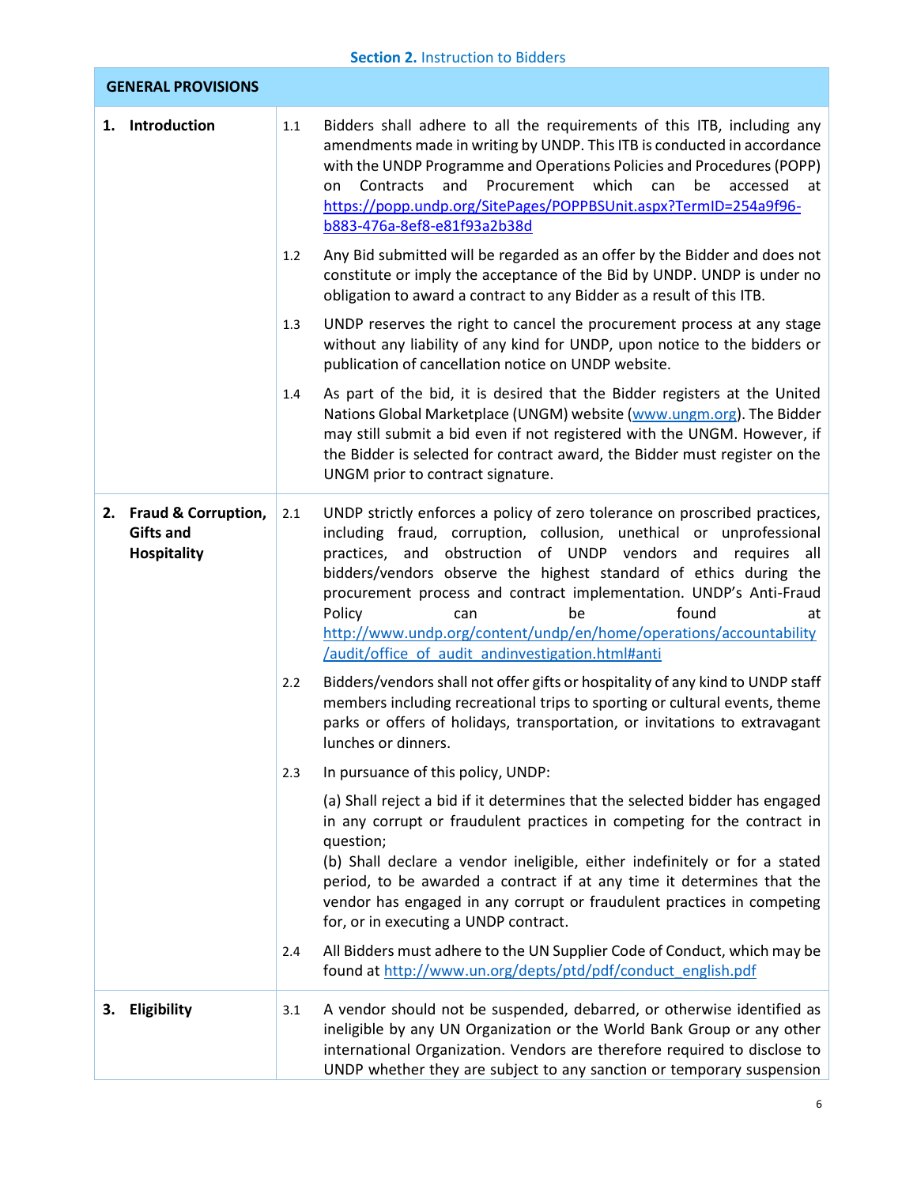**Section 2.** Instruction to Bidders

| GENERAL PROVISIONS | | |
|---|---|---|
| **1. Introduction** | 1.1 | Bidders shall adhere to all the requirements of this ITB, including any amendments made in writing by UNDP. This ITB is conducted in accordance with the UNDP Programme and Operations Policies and Procedures (POPP) on Contracts and Procurement which can be accessed at https://popp.undp.org/SitePages/POPPBSUnit.aspx?TermID=254a9f96-b883-476a-8ef8-e81f93a2b38d |
| | 1.2 | Any Bid submitted will be regarded as an offer by the Bidder and does not constitute or imply the acceptance of the Bid by UNDP. UNDP is under no obligation to award a contract to any Bidder as a result of this ITB. |
| | 1.3 | UNDP reserves the right to cancel the procurement process at any stage without any liability of any kind for UNDP, upon notice to the bidders or publication of cancellation notice on UNDP website. |
| | 1.4 | As part of the bid, it is desired that the Bidder registers at the United Nations Global Marketplace (UNGM) website (www.ungm.org). The Bidder may still submit a bid even if not registered with the UNGM. However, if the Bidder is selected for contract award, the Bidder must register on the UNGM prior to contract signature. |
| **2. Fraud & Corruption, Gifts and Hospitality** | 2.1 | UNDP strictly enforces a policy of zero tolerance on proscribed practices, including fraud, corruption, collusion, unethical or unprofessional practices, and obstruction of UNDP vendors and requires all bidders/vendors observe the highest standard of ethics during the procurement process and contract implementation. UNDP's Anti-Fraud Policy can be found at http://www.undp.org/content/undp/en/home/operations/accountability/audit/office_of_audit_andinvestigation.html#anti |
| | 2.2 | Bidders/vendors shall not offer gifts or hospitality of any kind to UNDP staff members including recreational trips to sporting or cultural events, theme parks or offers of holidays, transportation, or invitations to extravagant lunches or dinners. |
| | 2.3 | In pursuance of this policy, UNDP:<br><br>(a) Shall reject a bid if it determines that the selected bidder has engaged in any corrupt or fraudulent practices in competing for the contract in question;<br>(b) Shall declare a vendor ineligible, either indefinitely or for a stated period, to be awarded a contract if at any time it determines that the vendor has engaged in any corrupt or fraudulent practices in competing for, or in executing a UNDP contract. |
| | 2.4 | All Bidders must adhere to the UN Supplier Code of Conduct, which may be found at http://www.un.org/depts/ptd/pdf/conduct_english.pdf |
| **3. Eligibility** | 3.1 | A vendor should not be suspended, debarred, or otherwise identified as ineligible by any UN Organization or the World Bank Group or any other international Organization. Vendors are therefore required to disclose to UNDP whether they are subject to any sanction or temporary suspension |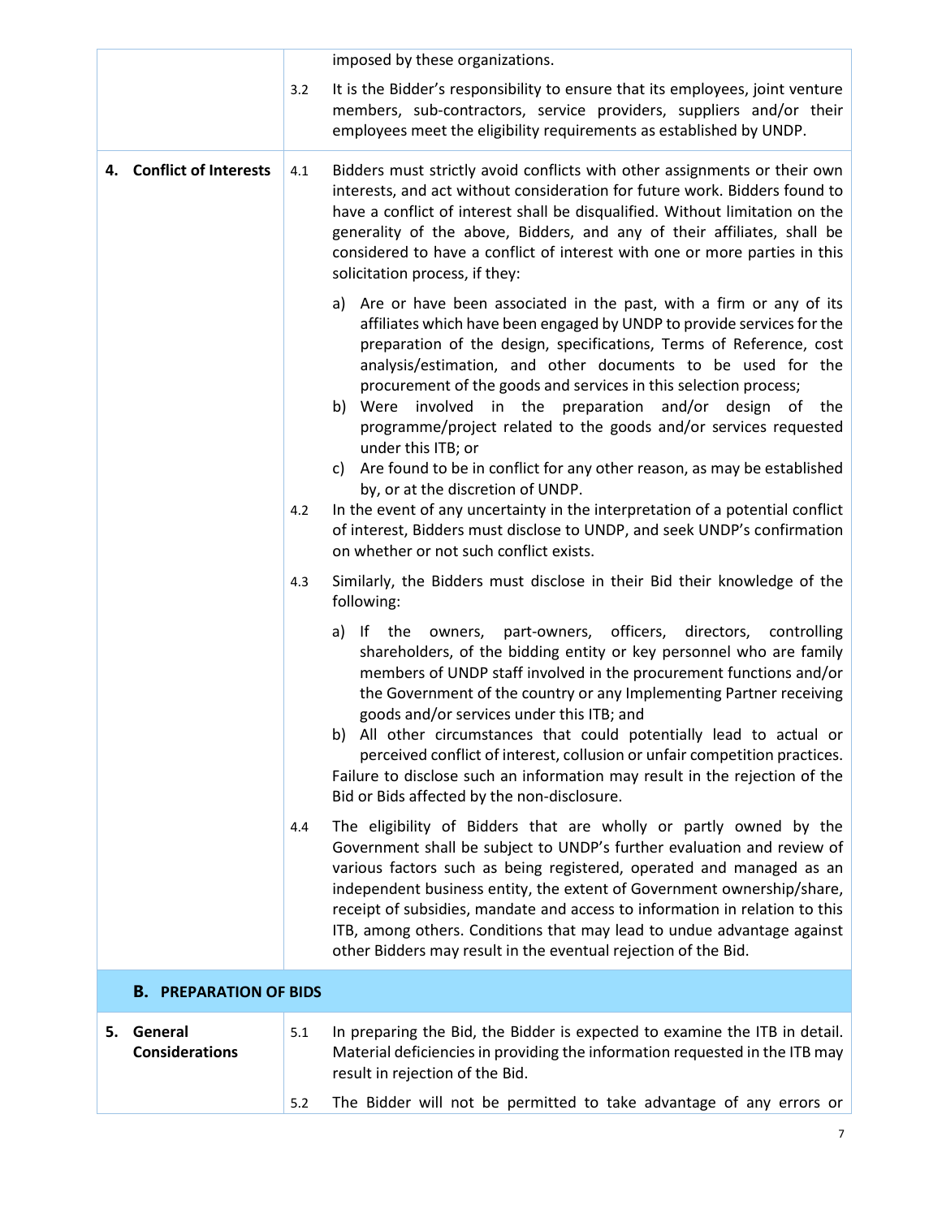| | | |
|---|---|---|
| | | imposed by these organizations. |
| | 3.2 | It is the Bidder's responsibility to ensure that its employees, joint venture members, sub-contractors, service providers, suppliers and/or their employees meet the eligibility requirements as established by UNDP. |
| **4. Conflict of Interests** | 4.1 | Bidders must strictly avoid conflicts with other assignments or their own interests, and act without consideration for future work. Bidders found to have a conflict of interest shall be disqualified. Without limitation on the generality of the above, Bidders, and any of their affiliates, shall be considered to have a conflict of interest with one or more parties in this solicitation process, if they:<br><br>a) Are or have been associated in the past, with a firm or any of its affiliates which have been engaged by UNDP to provide services for the preparation of the design, specifications, Terms of Reference, cost analysis/estimation, and other documents to be used for the procurement of the goods and services in this selection process;<br>b) Were involved in the preparation and/or design of the programme/project related to the goods and/or services requested under this ITB; or<br>c) Are found to be in conflict for any other reason, as may be established by, or at the discretion of UNDP. |
| | 4.2 | In the event of any uncertainty in the interpretation of a potential conflict of interest, Bidders must disclose to UNDP, and seek UNDP's confirmation on whether or not such conflict exists. |
| | 4.3 | Similarly, the Bidders must disclose in their Bid their knowledge of the following:<br><br>a) If the owners, part-owners, officers, directors, controlling shareholders, of the bidding entity or key personnel who are family members of UNDP staff involved in the procurement functions and/or the Government of the country or any Implementing Partner receiving goods and/or services under this ITB; and<br>b) All other circumstances that could potentially lead to actual or perceived conflict of interest, collusion or unfair competition practices.<br>Failure to disclose such an information may result in the rejection of the Bid or Bids affected by the non-disclosure. |
| | 4.4 | The eligibility of Bidders that are wholly or partly owned by the Government shall be subject to UNDP's further evaluation and review of various factors such as being registered, operated and managed as an independent business entity, the extent of Government ownership/share, receipt of subsidies, mandate and access to information in relation to this ITB, among others. Conditions that may lead to undue advantage against other Bidders may result in the eventual rejection of the Bid. |
| **B. PREPARATION OF BIDS** | | |
| **5. General Considerations** | 5.1 | In preparing the Bid, the Bidder is expected to examine the ITB in detail. Material deficiencies in providing the information requested in the ITB may result in rejection of the Bid. |
| | 5.2 | The Bidder will not be permitted to take advantage of any errors or |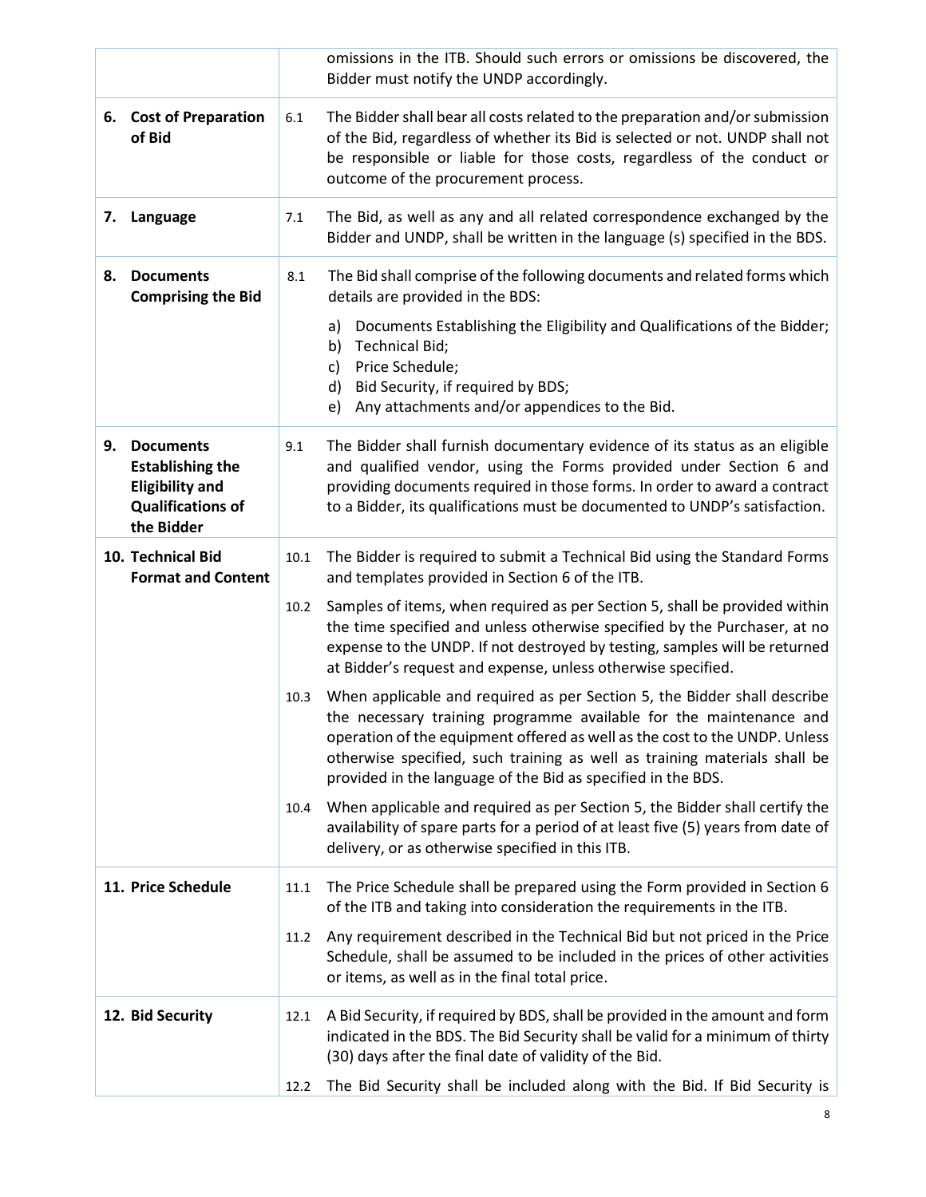| | | |
|---|---|---|
| | | omissions in the ITB. Should such errors or omissions be discovered, the Bidder must notify the UNDP accordingly. |
| **6. Cost of Preparation of Bid** | 6.1 | The Bidder shall bear all costs related to the preparation and/or submission of the Bid, regardless of whether its Bid is selected or not. UNDP shall not be responsible or liable for those costs, regardless of the conduct or outcome of the procurement process. |
| **7. Language** | 7.1 | The Bid, as well as any and all related correspondence exchanged by the Bidder and UNDP, shall be written in the language (s) specified in the BDS. |
| **8. Documents Comprising the Bid** | 8.1 | The Bid shall comprise of the following documents and related forms which details are provided in the BDS:<br>a) Documents Establishing the Eligibility and Qualifications of the Bidder;<br>b) Technical Bid;<br>c) Price Schedule;<br>d) Bid Security, if required by BDS;<br>e) Any attachments and/or appendices to the Bid. |
| **9. Documents Establishing the Eligibility and Qualifications of the Bidder** | 9.1 | The Bidder shall furnish documentary evidence of its status as an eligible and qualified vendor, using the Forms provided under Section 6 and providing documents required in those forms. In order to award a contract to a Bidder, its qualifications must be documented to UNDP's satisfaction. |
| **10. Technical Bid Format and Content** | 10.1 | The Bidder is required to submit a Technical Bid using the Standard Forms and templates provided in Section 6 of the ITB. |
| | 10.2 | Samples of items, when required as per Section 5, shall be provided within the time specified and unless otherwise specified by the Purchaser, at no expense to the UNDP. If not destroyed by testing, samples will be returned at Bidder's request and expense, unless otherwise specified. |
| | 10.3 | When applicable and required as per Section 5, the Bidder shall describe the necessary training programme available for the maintenance and operation of the equipment offered as well as the cost to the UNDP. Unless otherwise specified, such training as well as training materials shall be provided in the language of the Bid as specified in the BDS. |
| | 10.4 | When applicable and required as per Section 5, the Bidder shall certify the availability of spare parts for a period of at least five (5) years from date of delivery, or as otherwise specified in this ITB. |
| **11. Price Schedule** | 11.1 | The Price Schedule shall be prepared using the Form provided in Section 6 of the ITB and taking into consideration the requirements in the ITB. |
| | 11.2 | Any requirement described in the Technical Bid but not priced in the Price Schedule, shall be assumed to be included in the prices of other activities or items, as well as in the final total price. |
| **12. Bid Security** | 12.1 | A Bid Security, if required by BDS, shall be provided in the amount and form indicated in the BDS. The Bid Security shall be valid for a minimum of thirty (30) days after the final date of validity of the Bid. |
| | 12.2 | The Bid Security shall be included along with the Bid. If Bid Security is |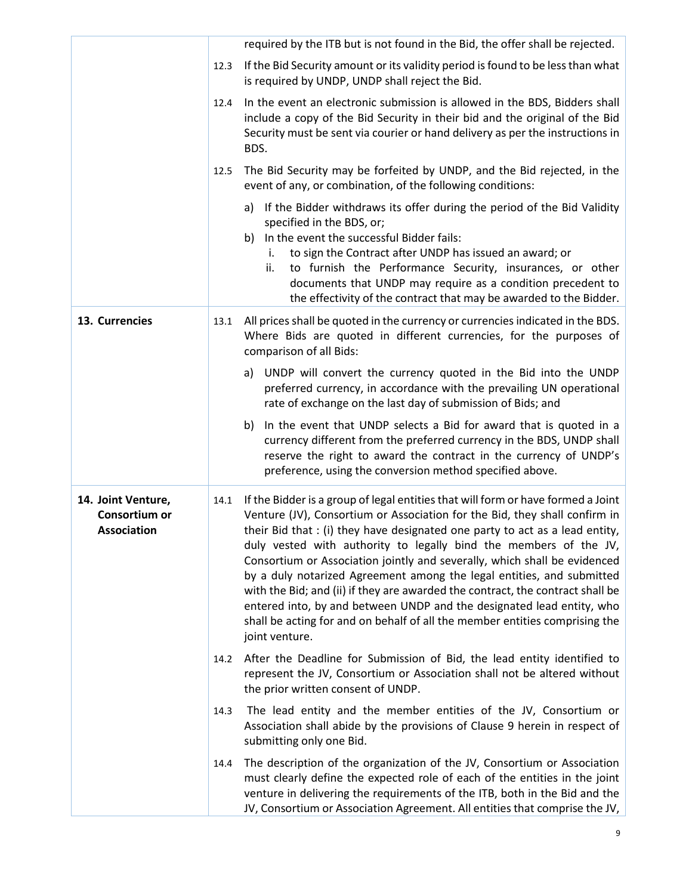| | | |
|---|---|---|
| | | required by the ITB but is not found in the Bid, the offer shall be rejected. |
| | 12.3 | If the Bid Security amount or its validity period is found to be less than what is required by UNDP, UNDP shall reject the Bid. |
| | 12.4 | In the event an electronic submission is allowed in the BDS, Bidders shall include a copy of the Bid Security in their bid and the original of the Bid Security must be sent via courier or hand delivery as per the instructions in BDS. |
| | 12.5 | The Bid Security may be forfeited by UNDP, and the Bid rejected, in the event of any, or combination, of the following conditions:<br><br>a) If the Bidder withdraws its offer during the period of the Bid Validity specified in the BDS, or;<br>b) In the event the successful Bidder fails:<br>i. to sign the Contract after UNDP has issued an award; or<br>ii. to furnish the Performance Security, insurances, or other documents that UNDP may require as a condition precedent to the effectivity of the contract that may be awarded to the Bidder. |
| **13. Currencies** | 13.1 | All prices shall be quoted in the currency or currencies indicated in the BDS. Where Bids are quoted in different currencies, for the purposes of comparison of all Bids:<br><br>a) UNDP will convert the currency quoted in the Bid into the UNDP preferred currency, in accordance with the prevailing UN operational rate of exchange on the last day of submission of Bids; and<br><br>b) In the event that UNDP selects a Bid for award that is quoted in a currency different from the preferred currency in the BDS, UNDP shall reserve the right to award the contract in the currency of UNDP's preference, using the conversion method specified above. |
| **14. Joint Venture, Consortium or Association** | 14.1 | If the Bidder is a group of legal entities that will form or have formed a Joint Venture (JV), Consortium or Association for the Bid, they shall confirm in their Bid that : (i) they have designated one party to act as a lead entity, duly vested with authority to legally bind the members of the JV, Consortium or Association jointly and severally, which shall be evidenced by a duly notarized Agreement among the legal entities, and submitted with the Bid; and (ii) if they are awarded the contract, the contract shall be entered into, by and between UNDP and the designated lead entity, who shall be acting for and on behalf of all the member entities comprising the joint venture. |
| | 14.2 | After the Deadline for Submission of Bid, the lead entity identified to represent the JV, Consortium or Association shall not be altered without the prior written consent of UNDP. |
| | 14.3 | The lead entity and the member entities of the JV, Consortium or Association shall abide by the provisions of Clause 9 herein in respect of submitting only one Bid. |
| | 14.4 | The description of the organization of the JV, Consortium or Association must clearly define the expected role of each of the entities in the joint venture in delivering the requirements of the ITB, both in the Bid and the JV, Consortium or Association Agreement. All entities that comprise the JV, |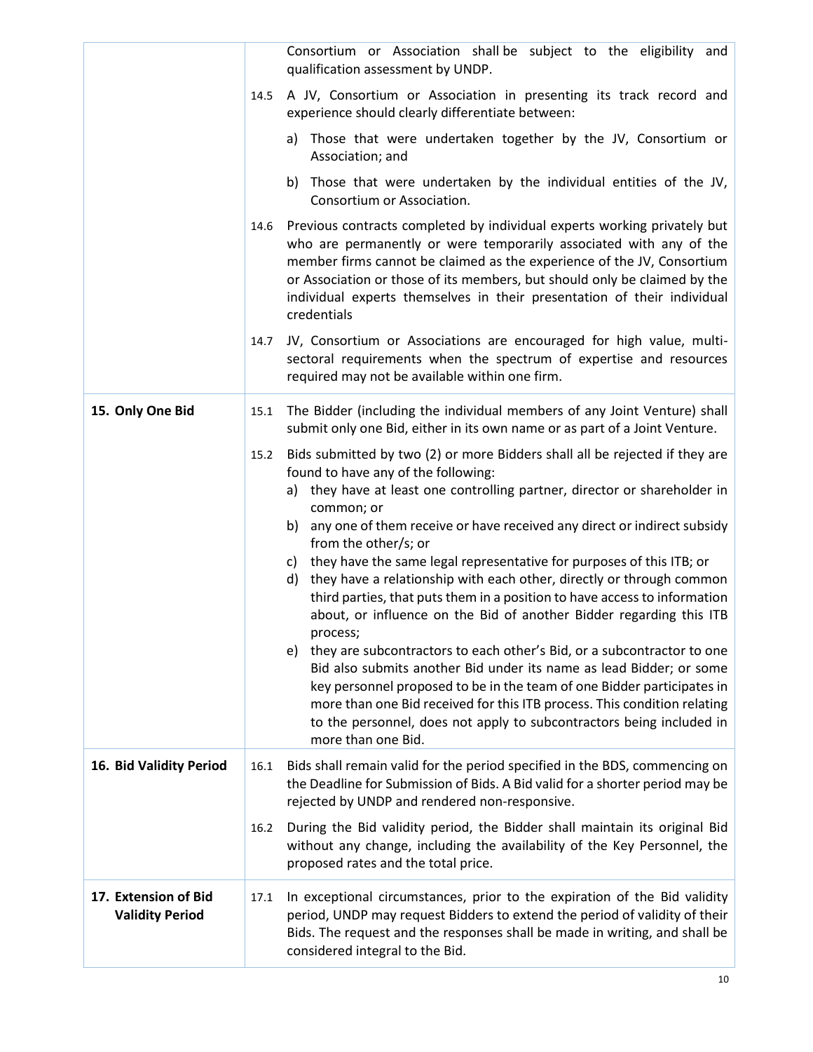| | |
|---|---|
| | Consortium or Association shall be subject to the eligibility and qualification assessment by UNDP.<br><br>14.5 A JV, Consortium or Association in presenting its track record and experience should clearly differentiate between:<br><br>a) Those that were undertaken together by the JV, Consortium or Association; and<br><br>b) Those that were undertaken by the individual entities of the JV, Consortium or Association.<br><br>14.6 Previous contracts completed by individual experts working privately but who are permanently or were temporarily associated with any of the member firms cannot be claimed as the experience of the JV, Consortium or Association or those of its members, but should only be claimed by the individual experts themselves in their presentation of their individual credentials<br><br>14.7 JV, Consortium or Associations are encouraged for high value, multi-sectoral requirements when the spectrum of expertise and resources required may not be available within one firm. |
| **15. Only One Bid** | 15.1 The Bidder (including the individual members of any Joint Venture) shall submit only one Bid, either in its own name or as part of a Joint Venture.<br><br>15.2 Bids submitted by two (2) or more Bidders shall all be rejected if they are found to have any of the following:<br>a) they have at least one controlling partner, director or shareholder in common; or<br>b) any one of them receive or have received any direct or indirect subsidy from the other/s; or<br>c) they have the same legal representative for purposes of this ITB; or<br>d) they have a relationship with each other, directly or through common third parties, that puts them in a position to have access to information about, or influence on the Bid of another Bidder regarding this ITB process;<br>e) they are subcontractors to each other's Bid, or a subcontractor to one Bid also submits another Bid under its name as lead Bidder; or some key personnel proposed to be in the team of one Bidder participates in more than one Bid received for this ITB process. This condition relating to the personnel, does not apply to subcontractors being included in more than one Bid. |
| **16. Bid Validity Period** | 16.1 Bids shall remain valid for the period specified in the BDS, commencing on the Deadline for Submission of Bids. A Bid valid for a shorter period may be rejected by UNDP and rendered non-responsive.<br><br>16.2 During the Bid validity period, the Bidder shall maintain its original Bid without any change, including the availability of the Key Personnel, the proposed rates and the total price. |
| **17. Extension of Bid Validity Period** | 17.1 In exceptional circumstances, prior to the expiration of the Bid validity period, UNDP may request Bidders to extend the period of validity of their Bids. The request and the responses shall be made in writing, and shall be considered integral to the Bid. |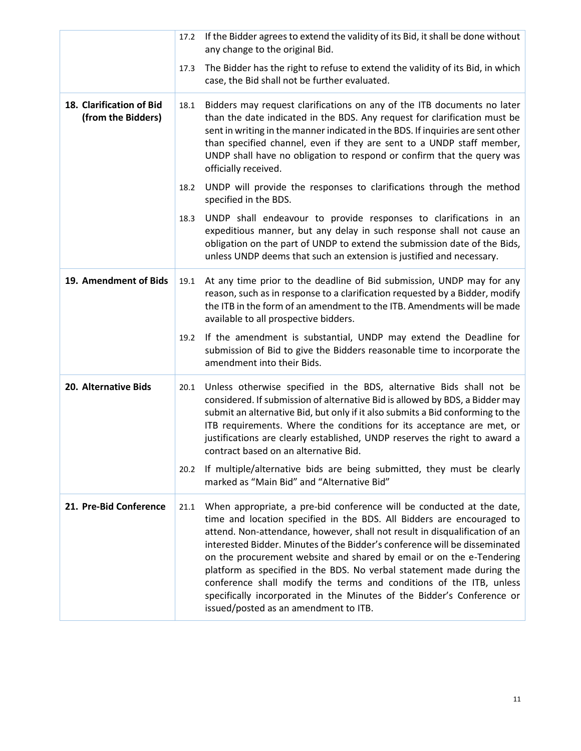| | | |
|---|---|---|
| | 17.2 | If the Bidder agrees to extend the validity of its Bid, it shall be done without any change to the original Bid. |
| | 17.3 | The Bidder has the right to refuse to extend the validity of its Bid, in which case, the Bid shall not be further evaluated. |
| **18. Clarification of Bid (from the Bidders)** | 18.1 | Bidders may request clarifications on any of the ITB documents no later than the date indicated in the BDS. Any request for clarification must be sent in writing in the manner indicated in the BDS. If inquiries are sent other than specified channel, even if they are sent to a UNDP staff member, UNDP shall have no obligation to respond or confirm that the query was officially received. |
| | 18.2 | UNDP will provide the responses to clarifications through the method specified in the BDS. |
| | 18.3 | UNDP shall endeavour to provide responses to clarifications in an expeditious manner, but any delay in such response shall not cause an obligation on the part of UNDP to extend the submission date of the Bids, unless UNDP deems that such an extension is justified and necessary. |
| **19. Amendment of Bids** | 19.1 | At any time prior to the deadline of Bid submission, UNDP may for any reason, such as in response to a clarification requested by a Bidder, modify the ITB in the form of an amendment to the ITB. Amendments will be made available to all prospective bidders. |
| | 19.2 | If the amendment is substantial, UNDP may extend the Deadline for submission of Bid to give the Bidders reasonable time to incorporate the amendment into their Bids. |
| **20. Alternative Bids** | 20.1 | Unless otherwise specified in the BDS, alternative Bids shall not be considered. If submission of alternative Bid is allowed by BDS, a Bidder may submit an alternative Bid, but only if it also submits a Bid conforming to the ITB requirements. Where the conditions for its acceptance are met, or justifications are clearly established, UNDP reserves the right to award a contract based on an alternative Bid. |
| | 20.2 | If multiple/alternative bids are being submitted, they must be clearly marked as "Main Bid" and "Alternative Bid" |
| **21. Pre-Bid Conference** | 21.1 | When appropriate, a pre-bid conference will be conducted at the date, time and location specified in the BDS. All Bidders are encouraged to attend. Non-attendance, however, shall not result in disqualification of an interested Bidder. Minutes of the Bidder's conference will be disseminated on the procurement website and shared by email or on the e-Tendering platform as specified in the BDS. No verbal statement made during the conference shall modify the terms and conditions of the ITB, unless specifically incorporated in the Minutes of the Bidder's Conference or issued/posted as an amendment to ITB. |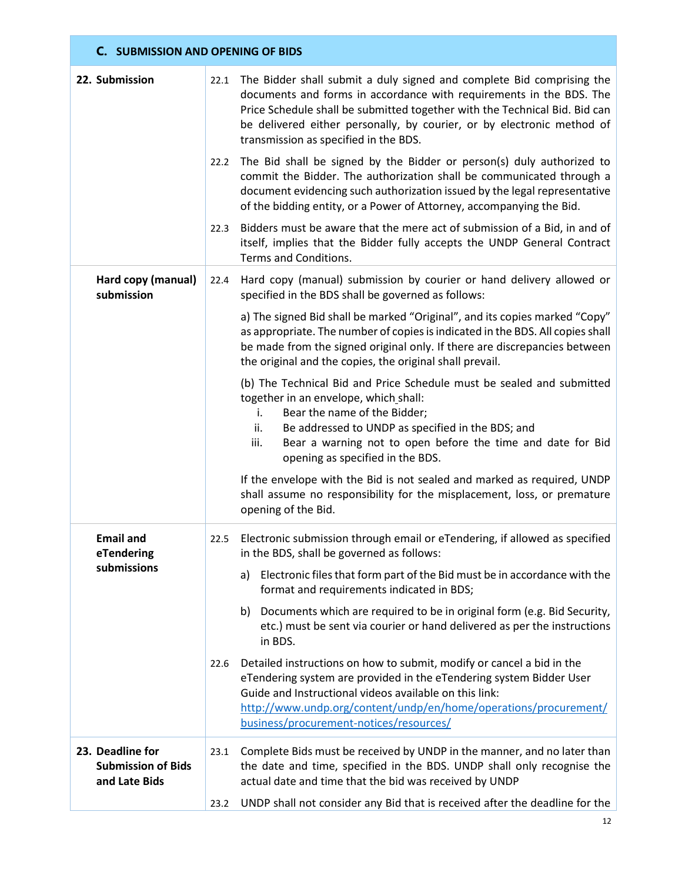## C. SUBMISSION AND OPENING OF BIDS

| | | |
|---|---|---|
| **22. Submission** | 22.1 | The Bidder shall submit a duly signed and complete Bid comprising the documents and forms in accordance with requirements in the BDS. The Price Schedule shall be submitted together with the Technical Bid. Bid can be delivered either personally, by courier, or by electronic method of transmission as specified in the BDS. |
| | 22.2 | The Bid shall be signed by the Bidder or person(s) duly authorized to commit the Bidder. The authorization shall be communicated through a document evidencing such authorization issued by the legal representative of the bidding entity, or a Power of Attorney, accompanying the Bid. |
| | 22.3 | Bidders must be aware that the mere act of submission of a Bid, in and of itself, implies that the Bidder fully accepts the UNDP General Contract Terms and Conditions. |
| **Hard copy (manual) submission** | 22.4 | Hard copy (manual) submission by courier or hand delivery allowed or specified in the BDS shall be governed as follows:<br><br>a) The signed Bid shall be marked "Original", and its copies marked "Copy" as appropriate. The number of copies is indicated in the BDS. All copies shall be made from the signed original only. If there are discrepancies between the original and the copies, the original shall prevail.<br><br>(b) The Technical Bid and Price Schedule must be sealed and submitted together in an envelope, which shall:<br>i. Bear the name of the Bidder;<br>ii. Be addressed to UNDP as specified in the BDS; and<br>iii. Bear a warning not to open before the time and date for Bid opening as specified in the BDS.<br><br>If the envelope with the Bid is not sealed and marked as required, UNDP shall assume no responsibility for the misplacement, loss, or premature opening of the Bid. |
| **Email and eTendering submissions** | 22.5 | Electronic submission through email or eTendering, if allowed as specified in the BDS, shall be governed as follows:<br><br>a) Electronic files that form part of the Bid must be in accordance with the format and requirements indicated in BDS;<br><br>b) Documents which are required to be in original form (e.g. Bid Security, etc.) must be sent via courier or hand delivered as per the instructions in BDS. |
| | 22.6 | Detailed instructions on how to submit, modify or cancel a bid in the eTendering system are provided in the eTendering system Bidder User Guide and Instructional videos available on this link: [http://www.undp.org/content/undp/en/home/operations/procurement/business/procurement-notices/resources/](http://www.undp.org/content/undp/en/home/operations/procurement/business/procurement-notices/resources/) |
| **23. Deadline for Submission of Bids and Late Bids** | 23.1 | Complete Bids must be received by UNDP in the manner, and no later than the date and time, specified in the BDS. UNDP shall only recognise the actual date and time that the bid was received by UNDP |
| | 23.2 | UNDP shall not consider any Bid that is received after the deadline for the |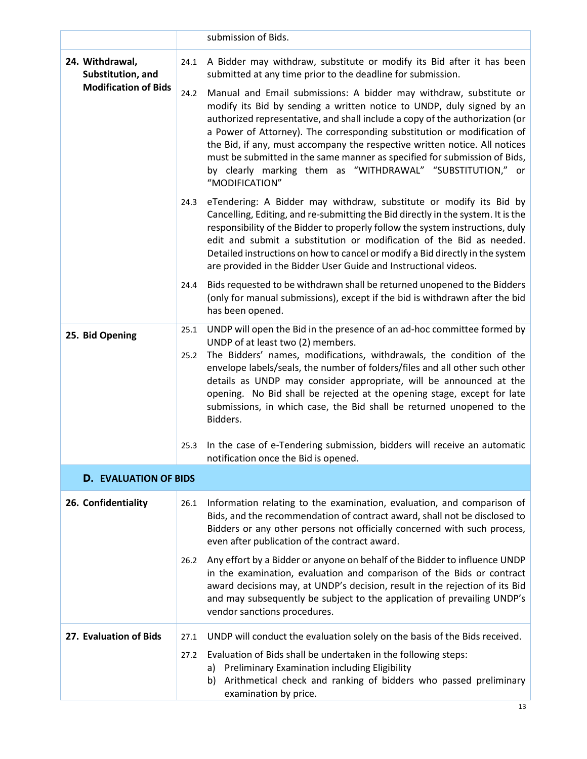| | | |
|---|---|---|
| | | submission of Bids. |
| **24. Withdrawal, Substitution, and Modification of Bids** | 24.1 | A Bidder may withdraw, substitute or modify its Bid after it has been submitted at any time prior to the deadline for submission. |
| | 24.2 | Manual and Email submissions: A bidder may withdraw, substitute or modify its Bid by sending a written notice to UNDP, duly signed by an authorized representative, and shall include a copy of the authorization (or a Power of Attorney). The corresponding substitution or modification of the Bid, if any, must accompany the respective written notice. All notices must be submitted in the same manner as specified for submission of Bids, by clearly marking them as "WITHDRAWAL" "SUBSTITUTION," or "MODIFICATION" |
| | 24.3 | eTendering: A Bidder may withdraw, substitute or modify its Bid by Cancelling, Editing, and re-submitting the Bid directly in the system. It is the responsibility of the Bidder to properly follow the system instructions, duly edit and submit a substitution or modification of the Bid as needed. Detailed instructions on how to cancel or modify a Bid directly in the system are provided in the Bidder User Guide and Instructional videos. |
| | 24.4 | Bids requested to be withdrawn shall be returned unopened to the Bidders (only for manual submissions), except if the bid is withdrawn after the bid has been opened. |
| **25. Bid Opening** | 25.1 | UNDP will open the Bid in the presence of an ad-hoc committee formed by UNDP of at least two (2) members. |
| | 25.2 | The Bidders' names, modifications, withdrawals, the condition of the envelope labels/seals, the number of folders/files and all other such other details as UNDP may consider appropriate, will be announced at the opening. No Bid shall be rejected at the opening stage, except for late submissions, in which case, the Bid shall be returned unopened to the Bidders. |
| | 25.3 | In the case of e-Tendering submission, bidders will receive an automatic notification once the Bid is opened. |

## D. EVALUATION OF BIDS

| | | |
|---|---|---|
| **26. Confidentiality** | 26.1 | Information relating to the examination, evaluation, and comparison of Bids, and the recommendation of contract award, shall not be disclosed to Bidders or any other persons not officially concerned with such process, even after publication of the contract award. |
| | 26.2 | Any effort by a Bidder or anyone on behalf of the Bidder to influence UNDP in the examination, evaluation and comparison of the Bids or contract award decisions may, at UNDP's decision, result in the rejection of its Bid and may subsequently be subject to the application of prevailing UNDP's vendor sanctions procedures. |
| **27. Evaluation of Bids** | 27.1 | UNDP will conduct the evaluation solely on the basis of the Bids received. |
| | 27.2 | Evaluation of Bids shall be undertaken in the following steps:<br>a) Preliminary Examination including Eligibility<br>b) Arithmetical check and ranking of bidders who passed preliminary examination by price. |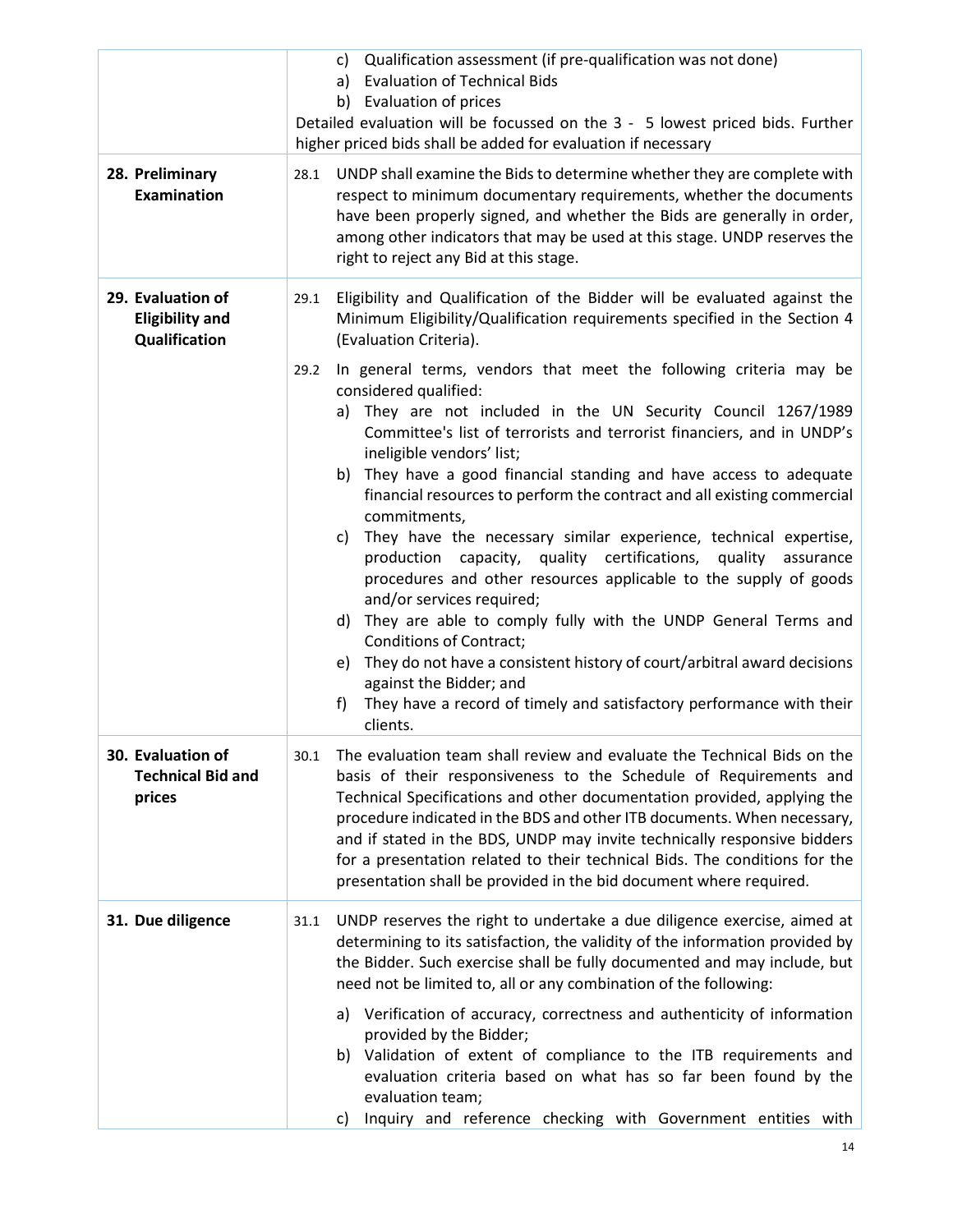| | |
|---|---|
| | c) Qualification assessment (if pre-qualification was not done)<br>a) Evaluation of Technical Bids<br>b) Evaluation of prices<br>Detailed evaluation will be focussed on the 3 - 5 lowest priced bids. Further higher priced bids shall be added for evaluation if necessary |
| **28. Preliminary Examination** | 28.1 UNDP shall examine the Bids to determine whether they are complete with respect to minimum documentary requirements, whether the documents have been properly signed, and whether the Bids are generally in order, among other indicators that may be used at this stage. UNDP reserves the right to reject any Bid at this stage. |
| **29. Evaluation of Eligibility and Qualification** | 29.1 Eligibility and Qualification of the Bidder will be evaluated against the Minimum Eligibility/Qualification requirements specified in the Section 4 (Evaluation Criteria).<br><br>29.2 In general terms, vendors that meet the following criteria may be considered qualified:<br>a) They are not included in the UN Security Council 1267/1989 Committee's list of terrorists and terrorist financiers, and in UNDP's ineligible vendors' list;<br>b) They have a good financial standing and have access to adequate financial resources to perform the contract and all existing commercial commitments,<br>c) They have the necessary similar experience, technical expertise, production capacity, quality certifications, quality assurance procedures and other resources applicable to the supply of goods and/or services required;<br>d) They are able to comply fully with the UNDP General Terms and Conditions of Contract;<br>e) They do not have a consistent history of court/arbitral award decisions against the Bidder; and<br>f) They have a record of timely and satisfactory performance with their clients. |
| **30. Evaluation of Technical Bid and prices** | 30.1 The evaluation team shall review and evaluate the Technical Bids on the basis of their responsiveness to the Schedule of Requirements and Technical Specifications and other documentation provided, applying the procedure indicated in the BDS and other ITB documents. When necessary, and if stated in the BDS, UNDP may invite technically responsive bidders for a presentation related to their technical Bids. The conditions for the presentation shall be provided in the bid document where required. |
| **31. Due diligence** | 31.1 UNDP reserves the right to undertake a due diligence exercise, aimed at determining to its satisfaction, the validity of the information provided by the Bidder. Such exercise shall be fully documented and may include, but need not be limited to, all or any combination of the following:<br><br>a) Verification of accuracy, correctness and authenticity of information provided by the Bidder;<br>b) Validation of extent of compliance to the ITB requirements and evaluation criteria based on what has so far been found by the evaluation team;<br>c) Inquiry and reference checking with Government entities with |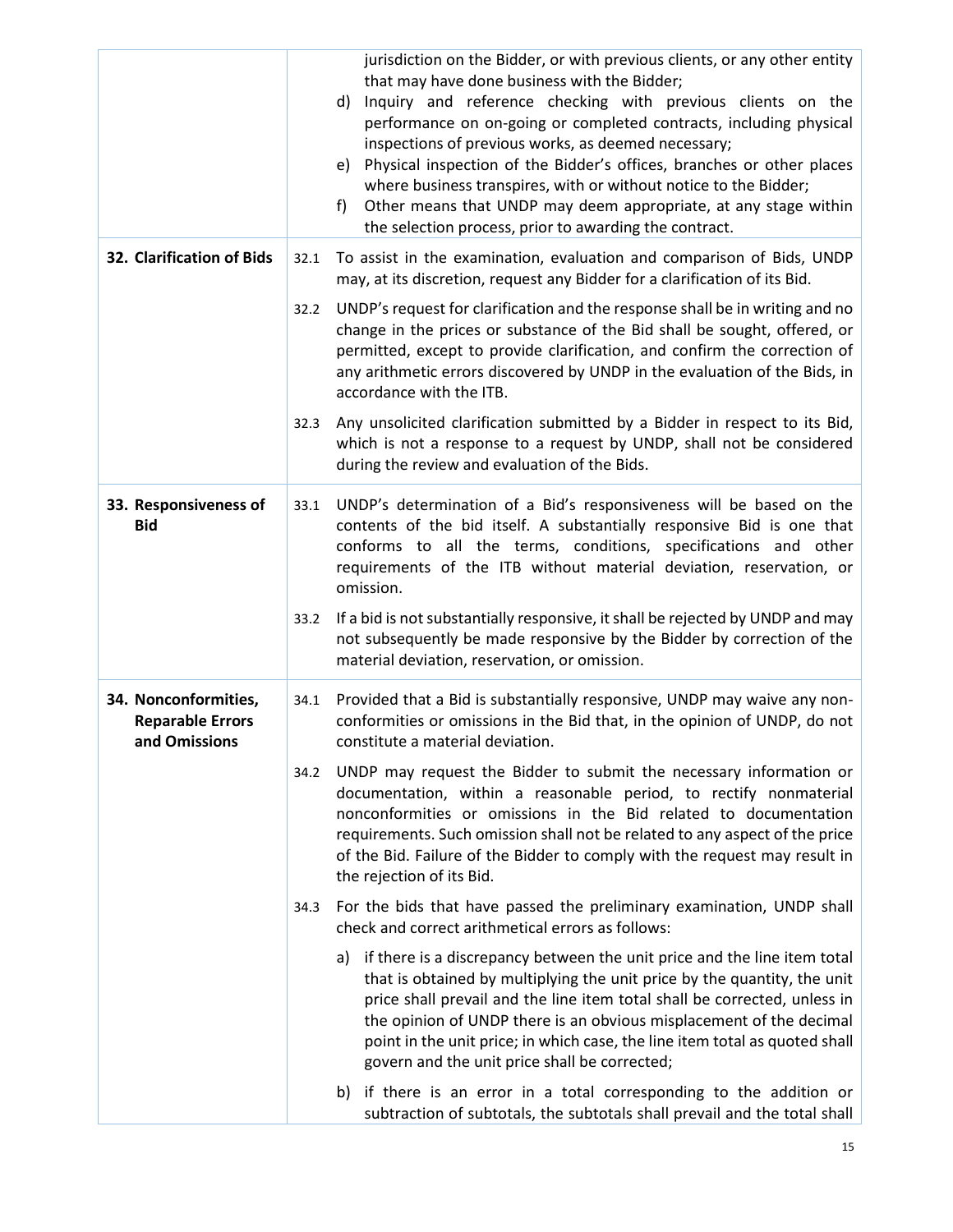| | |
|---|---|
| | jurisdiction on the Bidder, or with previous clients, or any other entity that may have done business with the Bidder;<br>d) Inquiry and reference checking with previous clients on the performance on on-going or completed contracts, including physical inspections of previous works, as deemed necessary;<br>e) Physical inspection of the Bidder's offices, branches or other places where business transpires, with or without notice to the Bidder;<br>f) Other means that UNDP may deem appropriate, at any stage within the selection process, prior to awarding the contract. |
| **32. Clarification of Bids** | 32.1 To assist in the examination, evaluation and comparison of Bids, UNDP may, at its discretion, request any Bidder for a clarification of its Bid.<br><br>32.2 UNDP's request for clarification and the response shall be in writing and no change in the prices or substance of the Bid shall be sought, offered, or permitted, except to provide clarification, and confirm the correction of any arithmetic errors discovered by UNDP in the evaluation of the Bids, in accordance with the ITB.<br><br>32.3 Any unsolicited clarification submitted by a Bidder in respect to its Bid, which is not a response to a request by UNDP, shall not be considered during the review and evaluation of the Bids. |
| **33. Responsiveness of Bid** | 33.1 UNDP's determination of a Bid's responsiveness will be based on the contents of the bid itself. A substantially responsive Bid is one that conforms to all the terms, conditions, specifications and other requirements of the ITB without material deviation, reservation, or omission.<br><br>33.2 If a bid is not substantially responsive, it shall be rejected by UNDP and may not subsequently be made responsive by the Bidder by correction of the material deviation, reservation, or omission. |
| **34. Nonconformities, Reparable Errors and Omissions** | 34.1 Provided that a Bid is substantially responsive, UNDP may waive any non-conformities or omissions in the Bid that, in the opinion of UNDP, do not constitute a material deviation.<br><br>34.2 UNDP may request the Bidder to submit the necessary information or documentation, within a reasonable period, to rectify nonmaterial nonconformities or omissions in the Bid related to documentation requirements. Such omission shall not be related to any aspect of the price of the Bid. Failure of the Bidder to comply with the request may result in the rejection of its Bid.<br><br>34.3 For the bids that have passed the preliminary examination, UNDP shall check and correct arithmetical errors as follows:<br><br>a) if there is a discrepancy between the unit price and the line item total that is obtained by multiplying the unit price by the quantity, the unit price shall prevail and the line item total shall be corrected, unless in the opinion of UNDP there is an obvious misplacement of the decimal point in the unit price; in which case, the line item total as quoted shall govern and the unit price shall be corrected;<br><br>b) if there is an error in a total corresponding to the addition or subtraction of subtotals, the subtotals shall prevail and the total shall |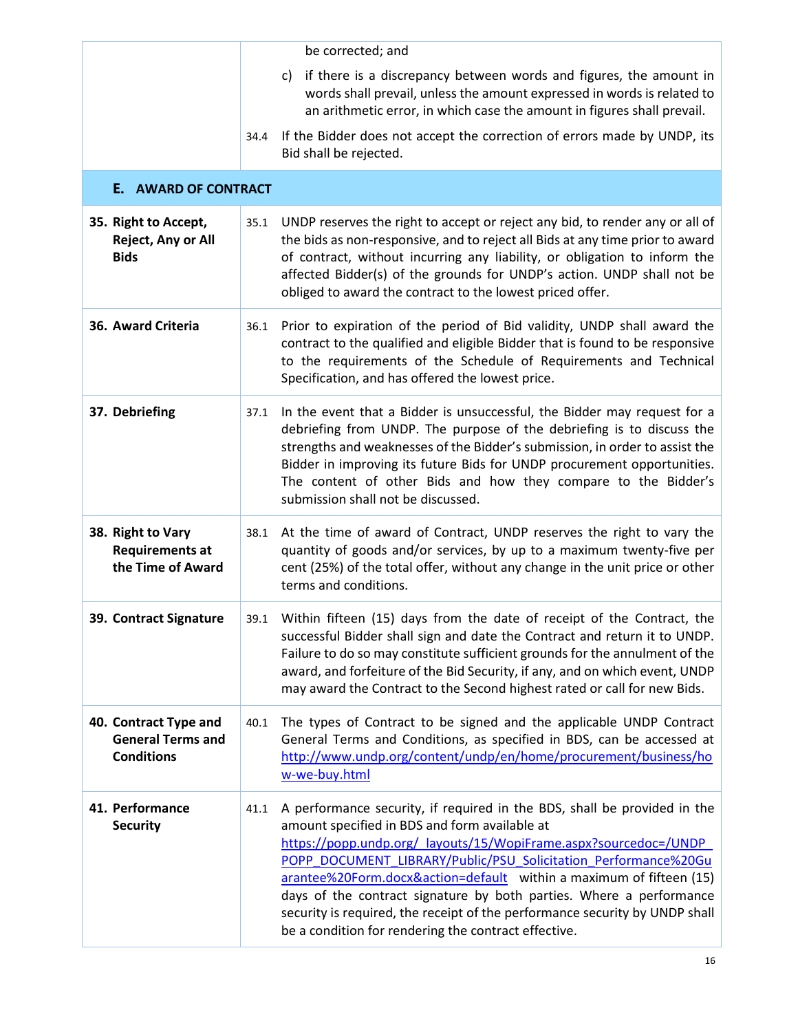| | | |
|---|---|---|
| | | be corrected; and<br><br>c) if there is a discrepancy between words and figures, the amount in words shall prevail, unless the amount expressed in words is related to an arithmetic error, in which case the amount in figures shall prevail. |
| | 34.4 | If the Bidder does not accept the correction of errors made by UNDP, its Bid shall be rejected. |
| **E. AWARD OF CONTRACT** | | |
| **35. Right to Accept, Reject, Any or All Bids** | 35.1 | UNDP reserves the right to accept or reject any bid, to render any or all of the bids as non-responsive, and to reject all Bids at any time prior to award of contract, without incurring any liability, or obligation to inform the affected Bidder(s) of the grounds for UNDP's action. UNDP shall not be obliged to award the contract to the lowest priced offer. |
| **36. Award Criteria** | 36.1 | Prior to expiration of the period of Bid validity, UNDP shall award the contract to the qualified and eligible Bidder that is found to be responsive to the requirements of the Schedule of Requirements and Technical Specification, and has offered the lowest price. |
| **37. Debriefing** | 37.1 | In the event that a Bidder is unsuccessful, the Bidder may request for a debriefing from UNDP. The purpose of the debriefing is to discuss the strengths and weaknesses of the Bidder's submission, in order to assist the Bidder in improving its future Bids for UNDP procurement opportunities. The content of other Bids and how they compare to the Bidder's submission shall not be discussed. |
| **38. Right to Vary Requirements at the Time of Award** | 38.1 | At the time of award of Contract, UNDP reserves the right to vary the quantity of goods and/or services, by up to a maximum twenty-five per cent (25%) of the total offer, without any change in the unit price or other terms and conditions. |
| **39. Contract Signature** | 39.1 | Within fifteen (15) days from the date of receipt of the Contract, the successful Bidder shall sign and date the Contract and return it to UNDP. Failure to do so may constitute sufficient grounds for the annulment of the award, and forfeiture of the Bid Security, if any, and on which event, UNDP may award the Contract to the Second highest rated or call for new Bids. |
| **40. Contract Type and General Terms and Conditions** | 40.1 | The types of Contract to be signed and the applicable UNDP Contract General Terms and Conditions, as specified in BDS, can be accessed at http://www.undp.org/content/undp/en/home/procurement/business/how-we-buy.html |
| **41. Performance Security** | 41.1 | A performance security, if required in the BDS, shall be provided in the amount specified in BDS and form available at https://popp.undp.org/_layouts/15/WopiFrame.aspx?sourcedoc=/UNDP_POPP_DOCUMENT_LIBRARY/Public/PSU_Solicitation_Performance%20Guarantee%20Form.docx&action=default within a maximum of fifteen (15) days of the contract signature by both parties. Where a performance security is required, the receipt of the performance security by UNDP shall be a condition for rendering the contract effective. |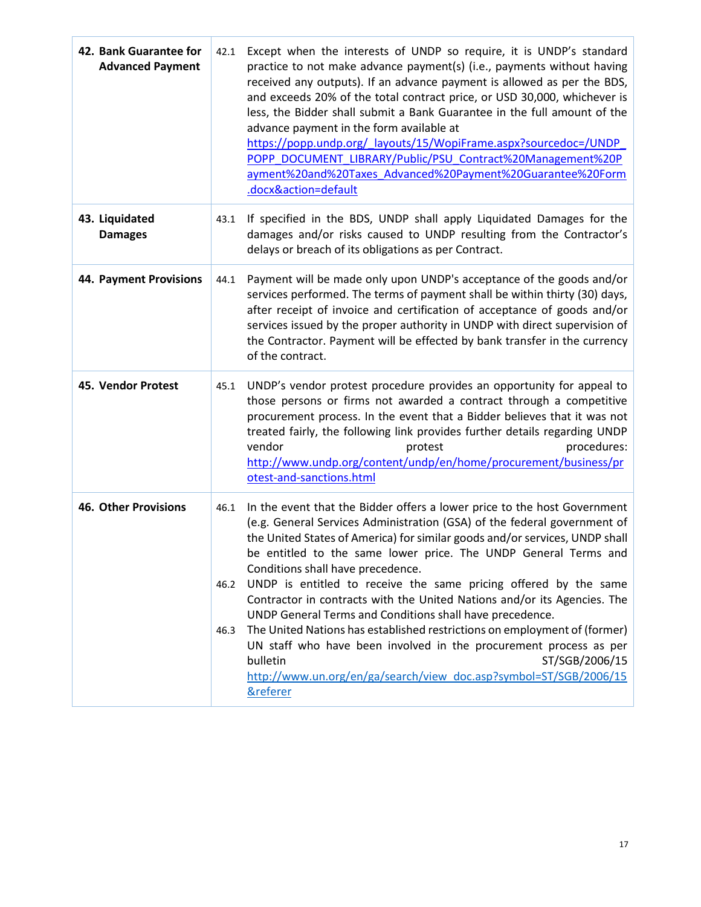| | |
|---|---|
| **42. Bank Guarantee for Advanced Payment** | 42.1 Except when the interests of UNDP so require, it is UNDP's standard practice to not make advance payment(s) (i.e., payments without having received any outputs). If an advance payment is allowed as per the BDS, and exceeds 20% of the total contract price, or USD 30,000, whichever is less, the Bidder shall submit a Bank Guarantee in the full amount of the advance payment in the form available at https://popp.undp.org/_layouts/15/WopiFrame.aspx?sourcedoc=/UNDP_POPP_DOCUMENT_LIBRARY/Public/PSU_Contract%20Management%20Payment%20and%20Taxes_Advanced%20Payment%20Guarantee%20Form.docx&action=default |
| **43. Liquidated Damages** | 43.1 If specified in the BDS, UNDP shall apply Liquidated Damages for the damages and/or risks caused to UNDP resulting from the Contractor's delays or breach of its obligations as per Contract. |
| **44. Payment Provisions** | 44.1 Payment will be made only upon UNDP's acceptance of the goods and/or services performed. The terms of payment shall be within thirty (30) days, after receipt of invoice and certification of acceptance of goods and/or services issued by the proper authority in UNDP with direct supervision of the Contractor. Payment will be effected by bank transfer in the currency of the contract. |
| **45. Vendor Protest** | 45.1 UNDP's vendor protest procedure provides an opportunity for appeal to those persons or firms not awarded a contract through a competitive procurement process. In the event that a Bidder believes that it was not treated fairly, the following link provides further details regarding UNDP vendor protest procedures: http://www.undp.org/content/undp/en/home/procurement/business/protest-and-sanctions.html |
| **46. Other Provisions** | 46.1 In the event that the Bidder offers a lower price to the host Government (e.g. General Services Administration (GSA) of the federal government of the United States of America) for similar goods and/or services, UNDP shall be entitled to the same lower price. The UNDP General Terms and Conditions shall have precedence.<br>46.2 UNDP is entitled to receive the same pricing offered by the same Contractor in contracts with the United Nations and/or its Agencies. The UNDP General Terms and Conditions shall have precedence.<br>46.3 The United Nations has established restrictions on employment of (former) UN staff who have been involved in the procurement process as per bulletin ST/SGB/2006/15 http://www.un.org/en/ga/search/view_doc.asp?symbol=ST/SGB/2006/15&referer |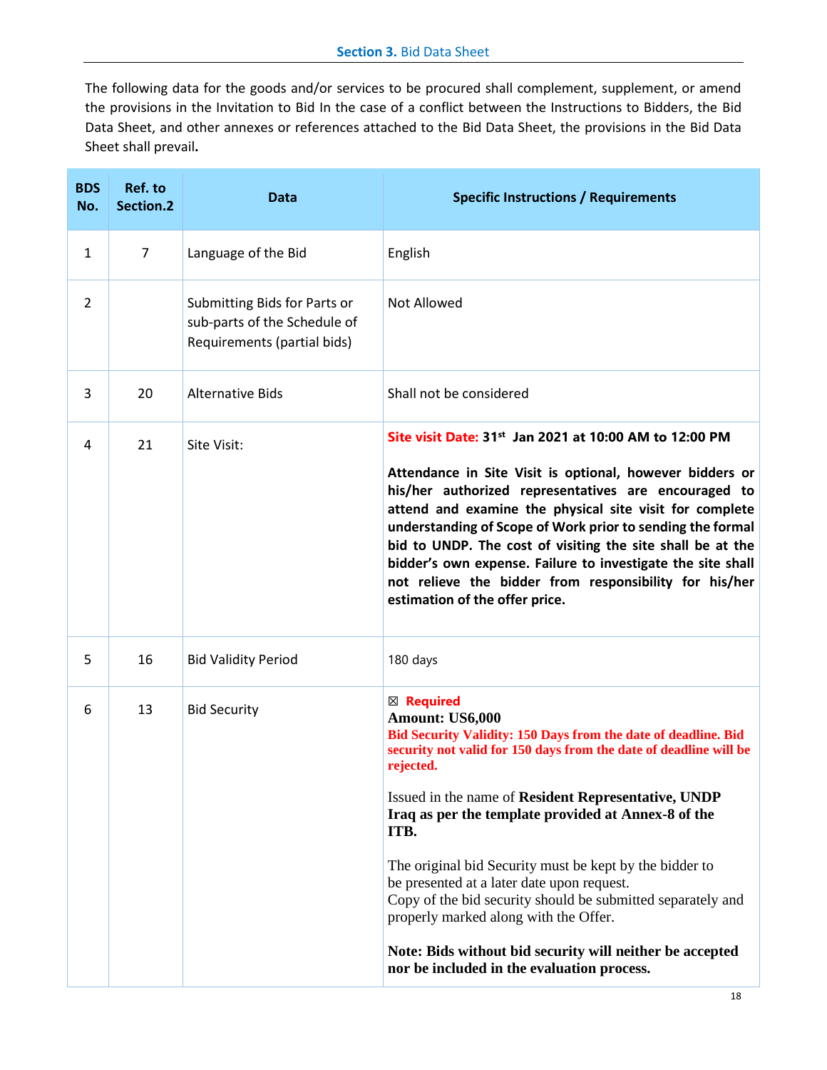## Section 3. Bid Data Sheet

The following data for the goods and/or services to be procured shall complement, supplement, or amend the provisions in the Invitation to Bid In the case of a conflict between the Instructions to Bidders, the Bid Data Sheet, and other annexes or references attached to the Bid Data Sheet, the provisions in the Bid Data Sheet shall prevail**.**

| BDS No. | Ref. to Section.2 | Data | Specific Instructions / Requirements |
|---|---|---|---|
| 1 | 7 | Language of the Bid | English |
| 2 | | Submitting Bids for Parts or sub-parts of the Schedule of Requirements (partial bids) | Not Allowed |
| 3 | 20 | Alternative Bids | Shall not be considered |
| 4 | 21 | Site Visit: | **Site visit Date: 31st Jan 2021 at 10:00 AM to 12:00 PM**<br><br>**Attendance in Site Visit is optional, however bidders or his/her authorized representatives are encouraged to attend and examine the physical site visit for complete understanding of Scope of Work prior to sending the formal bid to UNDP. The cost of visiting the site shall be at the bidder's own expense. Failure to investigate the site shall not relieve the bidder from responsibility for his/her estimation of the offer price.** |
| 5 | 16 | Bid Validity Period | 180 days |
| 6 | 13 | Bid Security | ☒ **Required**<br>**Amount: US6,000**<br>**Bid Security Validity: 150 Days from the date of deadline. Bid security not valid for 150 days from the date of deadline will be rejected.**<br><br>Issued in the name of **Resident Representative, UNDP Iraq as per the template provided at Annex-8 of the ITB.**<br><br>The original bid Security must be kept by the bidder to be presented at a later date upon request.<br>Copy of the bid security should be submitted separately and properly marked along with the Offer.<br><br>**Note: Bids without bid security will neither be accepted nor be included in the evaluation process.** |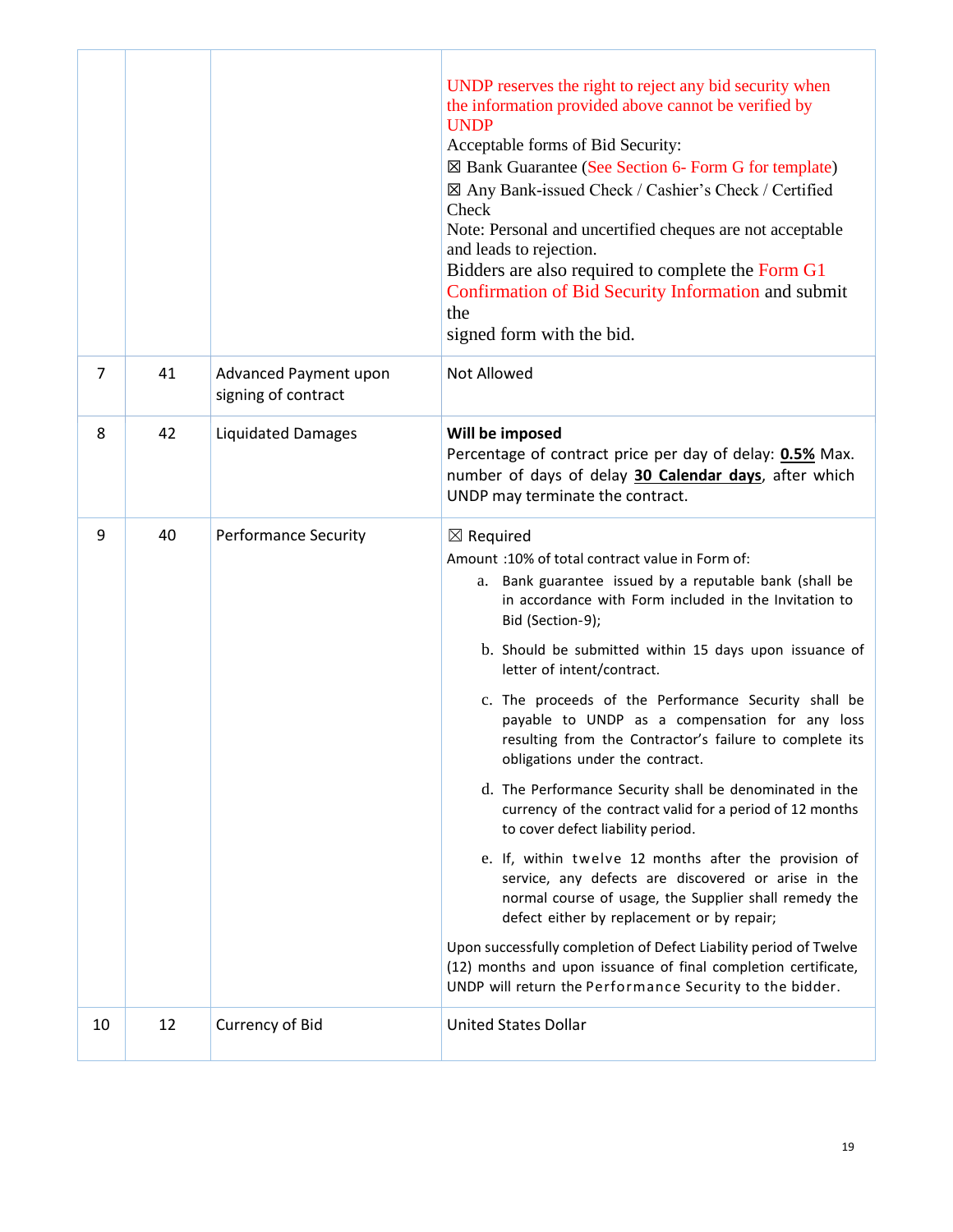| | | | |
|---|---|---|---|
| | | | UNDP reserves the right to reject any bid security when the information provided above cannot be verified by UNDP<br>Acceptable forms of Bid Security:<br>☒ Bank Guarantee (See Section 6- Form G for template)<br>☒ Any Bank-issued Check / Cashier's Check / Certified Check<br>Note: Personal and uncertified cheques are not acceptable and leads to rejection.<br>Bidders are also required to complete the Form G1 Confirmation of Bid Security Information and submit the signed form with the bid. |
| 7 | 41 | Advanced Payment upon signing of contract | Not Allowed |
| 8 | 42 | Liquidated Damages | **Will be imposed**<br>Percentage of contract price per day of delay: **0.5%** Max. number of days of delay **30 Calendar days**, after which UNDP may terminate the contract. |
| 9 | 40 | Performance Security | ☒ Required<br>Amount :10% of total contract value in Form of:<br>a. Bank guarantee issued by a reputable bank (shall be in accordance with Form included in the Invitation to Bid (Section-9);<br>b. Should be submitted within 15 days upon issuance of letter of intent/contract.<br>c. The proceeds of the Performance Security shall be payable to UNDP as a compensation for any loss resulting from the Contractor's failure to complete its obligations under the contract.<br>d. The Performance Security shall be denominated in the currency of the contract valid for a period of 12 months to cover defect liability period.<br>e. If, within twelve 12 months after the provision of service, any defects are discovered or arise in the normal course of usage, the Supplier shall remedy the defect either by replacement or by repair;<br>Upon successfully completion of Defect Liability period of Twelve (12) months and upon issuance of final completion certificate, UNDP will return the Performance Security to the bidder. |
| 10 | 12 | Currency of Bid | United States Dollar |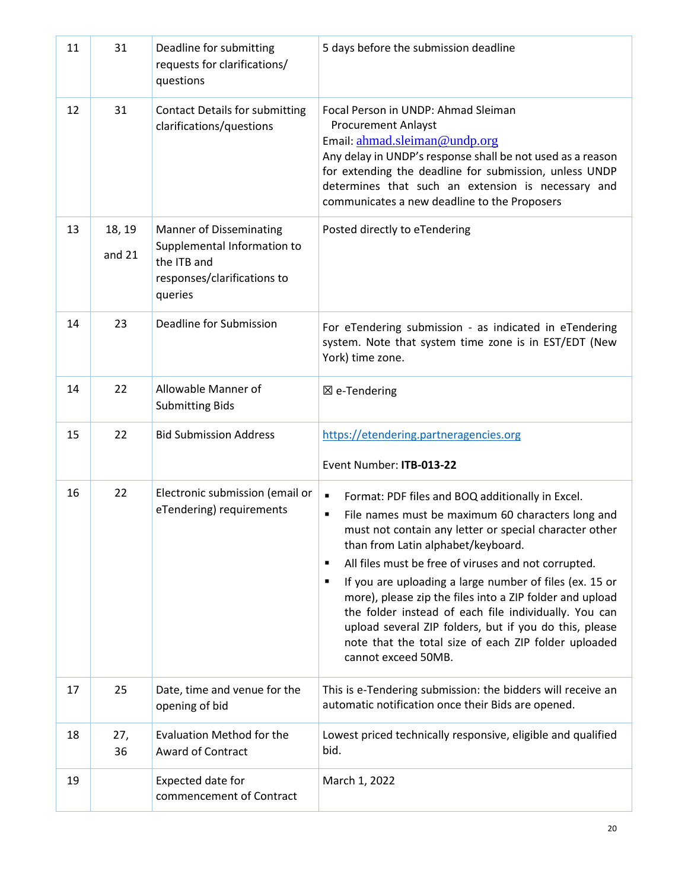| 11 | 31 | Deadline for submitting requests for clarifications/ questions | 5 days before the submission deadline |
|---|---|---|---|
| 12 | 31 | Contact Details for submitting clarifications/questions | Focal Person in UNDP: Ahmad Sleiman<br>Procurement Anlayst<br>Email: ahmad.sleiman@undp.org<br>Any delay in UNDP's response shall be not used as a reason for extending the deadline for submission, unless UNDP determines that such an extension is necessary and communicates a new deadline to the Proposers |
| 13 | 18, 19 and 21 | Manner of Disseminating Supplemental Information to the ITB and responses/clarifications to queries | Posted directly to eTendering |
| 14 | 23 | Deadline for Submission | For eTendering submission - as indicated in eTendering system. Note that system time zone is in EST/EDT (New York) time zone. |
| 14 | 22 | Allowable Manner of Submitting Bids | ☒ e-Tendering |
| 15 | 22 | Bid Submission Address | https://etendering.partneragencies.org<br><br>Event Number: **ITB-013-22** |
| 16 | 22 | Electronic submission (email or eTendering) requirements | ▪ Format: PDF files and BOQ additionally in Excel.<br>▪ File names must be maximum 60 characters long and must not contain any letter or special character other than from Latin alphabet/keyboard.<br>▪ All files must be free of viruses and not corrupted.<br>▪ If you are uploading a large number of files (ex. 15 or more), please zip the files into a ZIP folder and upload the folder instead of each file individually. You can upload several ZIP folders, but if you do this, please note that the total size of each ZIP folder uploaded cannot exceed 50MB. |
| 17 | 25 | Date, time and venue for the opening of bid | This is e-Tendering submission: the bidders will receive an automatic notification once their Bids are opened. |
| 18 | 27, 36 | Evaluation Method for the Award of Contract | Lowest priced technically responsive, eligible and qualified bid. |
| 19 | | Expected date for commencement of Contract | March 1, 2022 |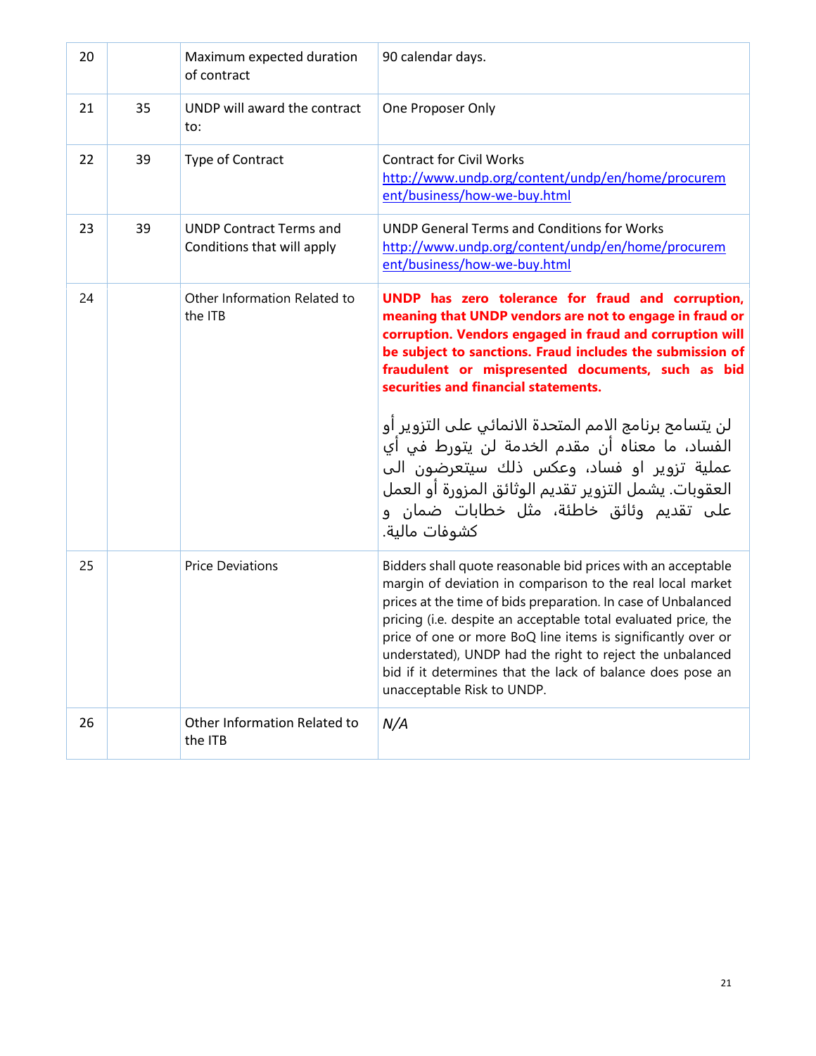| | | | |
|---|---|---|---|
| 20 | | Maximum expected duration of contract | 90 calendar days. |
| 21 | 35 | UNDP will award the contract to: | One Proposer Only |
| 22 | 39 | Type of Contract | Contract for Civil Works<br>http://www.undp.org/content/undp/en/home/procurement/business/how-we-buy.html |
| 23 | 39 | UNDP Contract Terms and Conditions that will apply | UNDP General Terms and Conditions for Works<br>http://www.undp.org/content/undp/en/home/procurement/business/how-we-buy.html |
| 24 | | Other Information Related to the ITB | **UNDP has zero tolerance for fraud and corruption, meaning that UNDP vendors are not to engage in fraud or corruption. Vendors engaged in fraud and corruption will be subject to sanctions. Fraud includes the submission of fraudulent or mispresented documents, such as bid securities and financial statements.**<br><br>لن يتسامح برنامج الامم المتحدة الانمائي على التزوير أو الفساد، ما معناه أن مقدم الخدمة لن يتورط في أي عملية تزوير او فساد، وعكس ذلك سيتعرضون الى العقوبات. يشمل التزوير تقديم الوثائق المزورة أو العمل على تقديم وثائق خاطئة، مثل خطابات ضمان و كشوفات مالية. |
| 25 | | Price Deviations | Bidders shall quote reasonable bid prices with an acceptable margin of deviation in comparison to the real local market prices at the time of bids preparation. In case of Unbalanced pricing (i.e. despite an acceptable total evaluated price, the price of one or more BoQ line items is significantly over or understated), UNDP had the right to reject the unbalanced bid if it determines that the lack of balance does pose an unacceptable Risk to UNDP. |
| 26 | | Other Information Related to the ITB | *N/A* |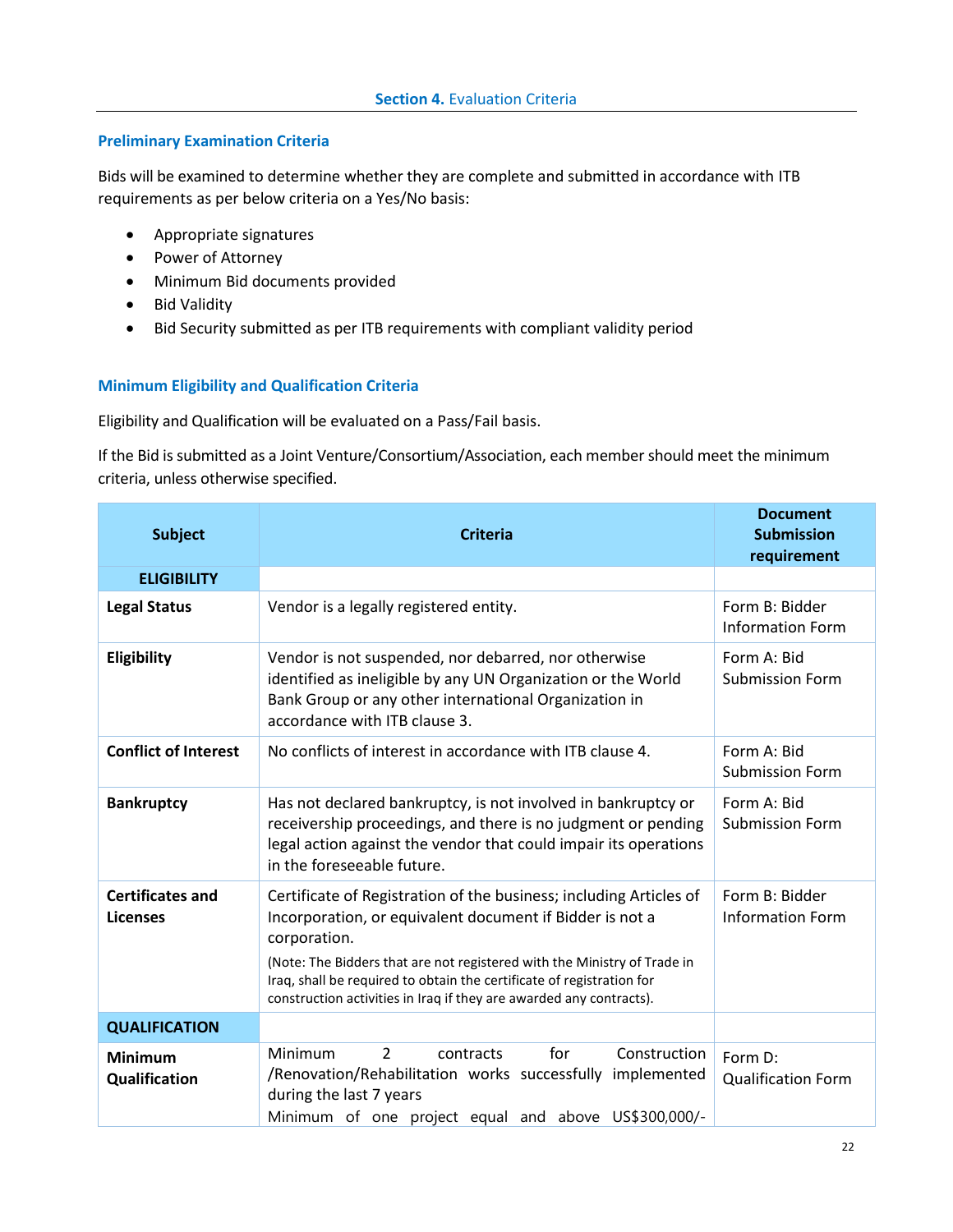## Section 4. Evaluation Criteria

### Preliminary Examination Criteria

Bids will be examined to determine whether they are complete and submitted in accordance with ITB requirements as per below criteria on a Yes/No basis:

- Appropriate signatures
- Power of Attorney
- Minimum Bid documents provided
- Bid Validity
- Bid Security submitted as per ITB requirements with compliant validity period

### Minimum Eligibility and Qualification Criteria

Eligibility and Qualification will be evaluated on a Pass/Fail basis.

If the Bid is submitted as a Joint Venture/Consortium/Association, each member should meet the minimum criteria, unless otherwise specified.

| Subject | Criteria | Document Submission requirement |
|---|---|---|
| **ELIGIBILITY** | | |
| **Legal Status** | Vendor is a legally registered entity. | Form B: Bidder Information Form |
| **Eligibility** | Vendor is not suspended, nor debarred, nor otherwise identified as ineligible by any UN Organization or the World Bank Group or any other international Organization in accordance with ITB clause 3. | Form A: Bid Submission Form |
| **Conflict of Interest** | No conflicts of interest in accordance with ITB clause 4. | Form A: Bid Submission Form |
| **Bankruptcy** | Has not declared bankruptcy, is not involved in bankruptcy or receivership proceedings, and there is no judgment or pending legal action against the vendor that could impair its operations in the foreseeable future. | Form A: Bid Submission Form |
| **Certificates and Licenses** | Certificate of Registration of the business; including Articles of Incorporation, or equivalent document if Bidder is not a corporation. (Note: The Bidders that are not registered with the Ministry of Trade in Iraq, shall be required to obtain the certificate of registration for construction activities in Iraq if they are awarded any contracts). | Form B: Bidder Information Form |
| **QUALIFICATION** | | |
| **Minimum Qualification** | Minimum 2 contracts for Construction /Renovation/Rehabilitation works successfully implemented during the last 7 years Minimum of one project equal and above US$300,000/- | Form D: Qualification Form |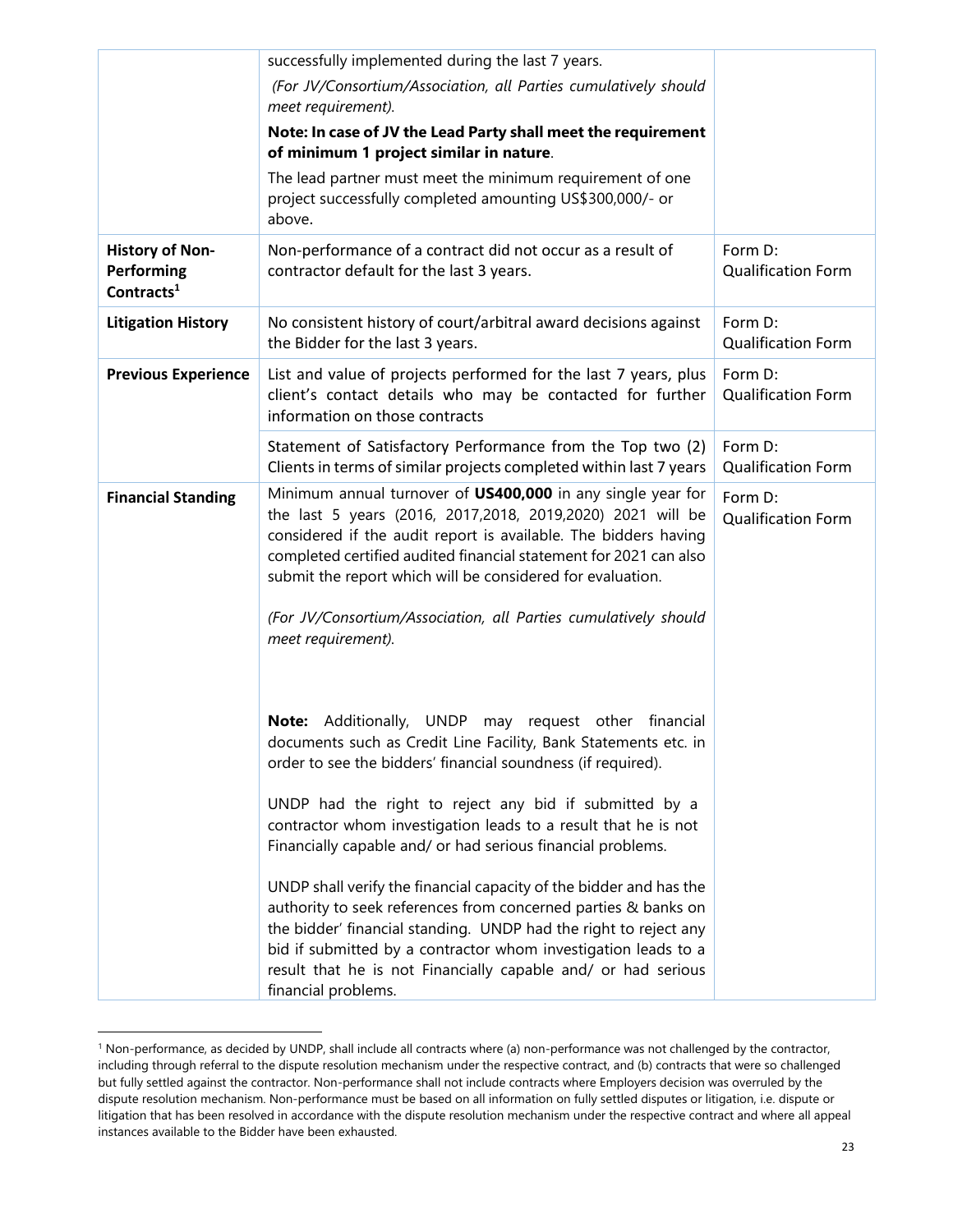| | | |
|---|---|---|
| | successfully implemented during the last 7 years. <br> *(For JV/Consortium/Association, all Parties cumulatively should meet requirement).* <br> **Note: In case of JV the Lead Party shall meet the requirement of minimum 1 project similar in nature**. <br> The lead partner must meet the minimum requirement of one project successfully completed amounting US$300,000/- or above. | |
| **History of Non-Performing Contracts**[1] | Non-performance of a contract did not occur as a result of contractor default for the last 3 years. | Form D: Qualification Form |
| **Litigation History** | No consistent history of court/arbitral award decisions against the Bidder for the last 3 years. | Form D: Qualification Form |
| **Previous Experience** | List and value of projects performed for the last 7 years, plus client's contact details who may be contacted for further information on those contracts | Form D: Qualification Form |
| | Statement of Satisfactory Performance from the Top two (2) Clients in terms of similar projects completed within last 7 years | Form D: Qualification Form |
| **Financial Standing** | Minimum annual turnover of **US400,000** in any single year for the last 5 years (2016, 2017,2018, 2019,2020) 2021 will be considered if the audit report is available. The bidders having completed certified audited financial statement for 2021 can also submit the report which will be considered for evaluation. <br> *(For JV/Consortium/Association, all Parties cumulatively should meet requirement).* <br> **Note:** Additionally, UNDP may request other financial documents such as Credit Line Facility, Bank Statements etc. in order to see the bidders' financial soundness (if required). <br> UNDP had the right to reject any bid if submitted by a contractor whom investigation leads to a result that he is not Financially capable and/ or had serious financial problems. <br> UNDP shall verify the financial capacity of the bidder and has the authority to seek references from concerned parties & banks on the bidder' financial standing. UNDP had the right to reject any bid if submitted by a contractor whom investigation leads to a result that he is not Financially capable and/ or had serious financial problems. | Form D: Qualification Form |

[1] Non-performance, as decided by UNDP, shall include all contracts where (a) non-performance was not challenged by the contractor, including through referral to the dispute resolution mechanism under the respective contract, and (b) contracts that were so challenged but fully settled against the contractor. Non-performance shall not include contracts where Employers decision was overruled by the dispute resolution mechanism. Non-performance must be based on all information on fully settled disputes or litigation, i.e. dispute or litigation that has been resolved in accordance with the dispute resolution mechanism under the respective contract and where all appeal instances available to the Bidder have been exhausted.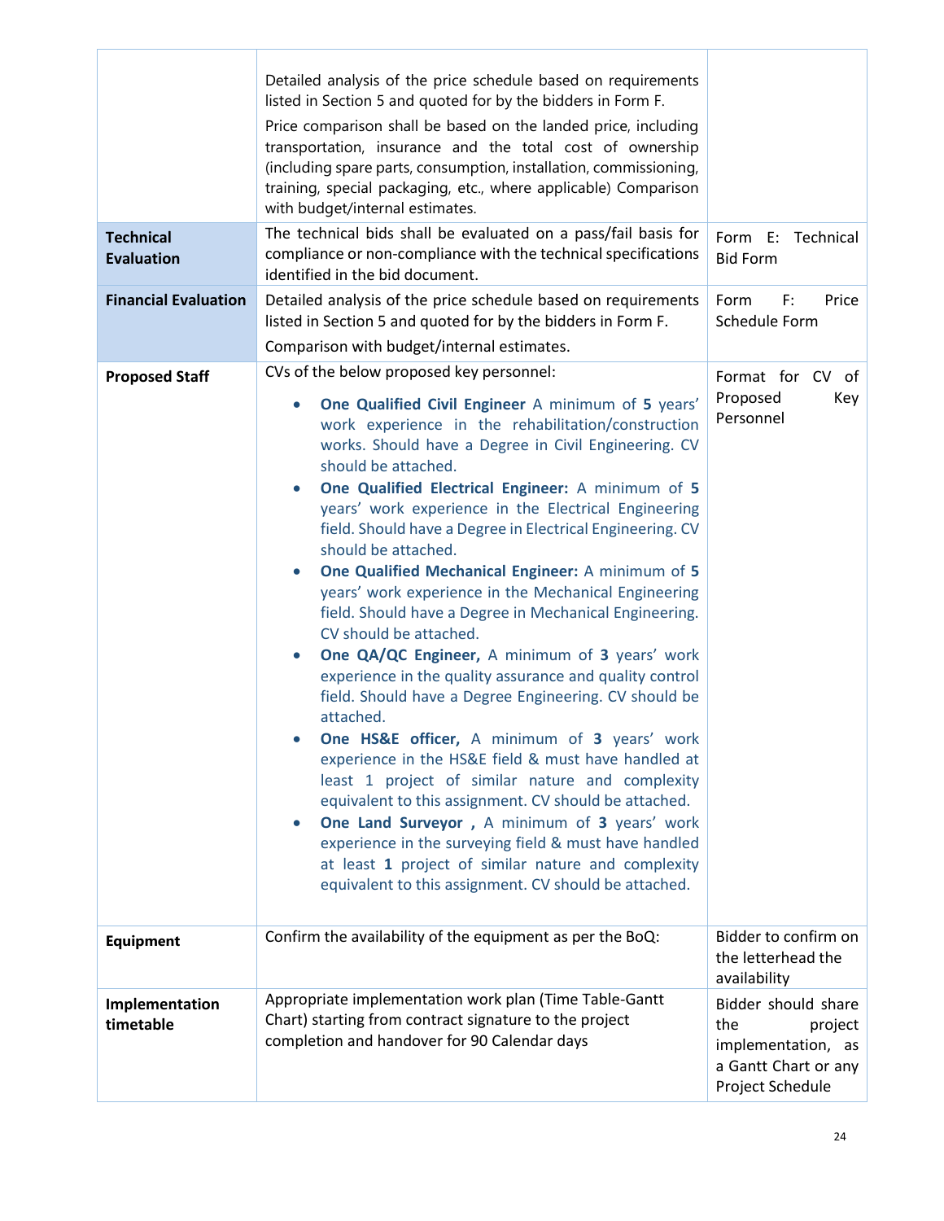| | | |
|---|---|---|
| | Detailed analysis of the price schedule based on requirements listed in Section 5 and quoted for by the bidders in Form F.<br>Price comparison shall be based on the landed price, including transportation, insurance and the total cost of ownership (including spare parts, consumption, installation, commissioning, training, special packaging, etc., where applicable) Comparison with budget/internal estimates. | |
| **Technical Evaluation** | The technical bids shall be evaluated on a pass/fail basis for compliance or non-compliance with the technical specifications identified in the bid document. | Form E: Technical Bid Form |
| **Financial Evaluation** | Detailed analysis of the price schedule based on requirements listed in Section 5 and quoted for by the bidders in Form F.<br>Comparison with budget/internal estimates. | Form F: Price Schedule Form |
| **Proposed Staff** | CVs of the below proposed key personnel:<br>• **One Qualified Civil Engineer** A minimum of **5** years' work experience in the rehabilitation/construction works. Should have a Degree in Civil Engineering. CV should be attached.<br>• **One Qualified Electrical Engineer:** A minimum of **5** years' work experience in the Electrical Engineering field. Should have a Degree in Electrical Engineering. CV should be attached.<br>• **One Qualified Mechanical Engineer:** A minimum of **5** years' work experience in the Mechanical Engineering field. Should have a Degree in Mechanical Engineering. CV should be attached.<br>• **One QA/QC Engineer,** A minimum of **3** years' work experience in the quality assurance and quality control field. Should have a Degree Engineering. CV should be attached.<br>• **One HS&E officer,** A minimum of **3** years' work experience in the HS&E field & must have handled at least 1 project of similar nature and complexity equivalent to this assignment. CV should be attached.<br>• **One Land Surveyor ,** A minimum of **3** years' work experience in the surveying field & must have handled at least **1** project of similar nature and complexity equivalent to this assignment. CV should be attached. | Format for CV of Proposed Key Personnel |
| **Equipment** | Confirm the availability of the equipment as per the BoQ: | Bidder to confirm on the letterhead the availability |
| **Implementation timetable** | Appropriate implementation work plan (Time Table-Gantt Chart) starting from contract signature to the project completion and handover for 90 Calendar days | Bidder should share the project implementation, as a Gantt Chart or any Project Schedule |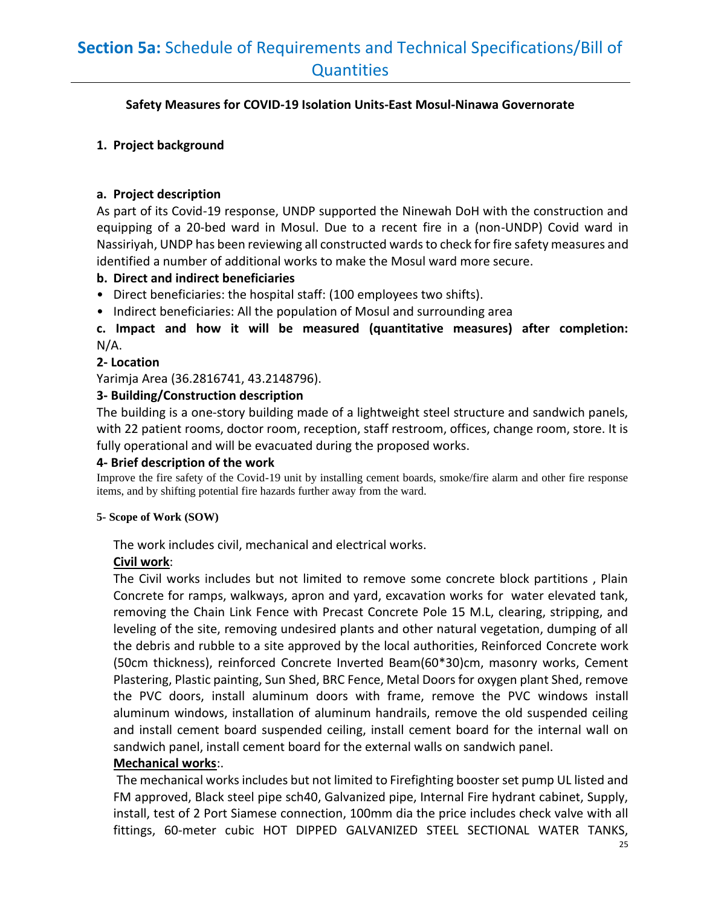# **Section 5a:** Schedule of Requirements and Technical Specifications/Bill of Quantities

**Safety Measures for COVID-19 Isolation Units-East Mosul-Ninawa Governorate**

**1. Project background**

**a. Project description**

As part of its Covid-19 response, UNDP supported the Ninewah DoH with the construction and equipping of a 20-bed ward in Mosul. Due to a recent fire in a (non-UNDP) Covid ward in Nassiriyah, UNDP has been reviewing all constructed wards to check for fire safety measures and identified a number of additional works to make the Mosul ward more secure.

**b. Direct and indirect beneficiaries**

- Direct beneficiaries: the hospital staff: (100 employees two shifts).
- Indirect beneficiaries: All the population of Mosul and surrounding area

**c. Impact and how it will be measured (quantitative measures) after completion:** N/A.

**2- Location**

Yarimja Area (36.2816741, 43.2148796).

**3- Building/Construction description**

The building is a one-story building made of a lightweight steel structure and sandwich panels, with 22 patient rooms, doctor room, reception, staff restroom, offices, change room, store. It is fully operational and will be evacuated during the proposed works.

**4- Brief description of the work**

Improve the fire safety of the Covid-19 unit by installing cement boards, smoke/fire alarm and other fire response items, and by shifting potential fire hazards further away from the ward.

**5- Scope of Work (SOW)**

The work includes civil, mechanical and electrical works.

**Civil work**:

The Civil works includes but not limited to remove some concrete block partitions , Plain Concrete for ramps, walkways, apron and yard, excavation works for water elevated tank, removing the Chain Link Fence with Precast Concrete Pole 15 M.L, clearing, stripping, and leveling of the site, removing undesired plants and other natural vegetation, dumping of all the debris and rubble to a site approved by the local authorities, Reinforced Concrete work (50cm thickness), reinforced Concrete Inverted Beam(60*30)cm, masonry works, Cement Plastering, Plastic painting, Sun Shed, BRC Fence, Metal Doors for oxygen plant Shed, remove the PVC doors, install aluminum doors with frame, remove the PVC windows install aluminum windows, installation of aluminum handrails, remove the old suspended ceiling and install cement board suspended ceiling, install cement board for the internal wall on sandwich panel, install cement board for the external walls on sandwich panel.

**Mechanical works**:.

The mechanical works includes but not limited to Firefighting booster set pump UL listed and FM approved, Black steel pipe sch40, Galvanized pipe, Internal Fire hydrant cabinet, Supply, install, test of 2 Port Siamese connection, 100mm dia the price includes check valve with all fittings, 60-meter cubic HOT DIPPED GALVANIZED STEEL SECTIONAL WATER TANKS,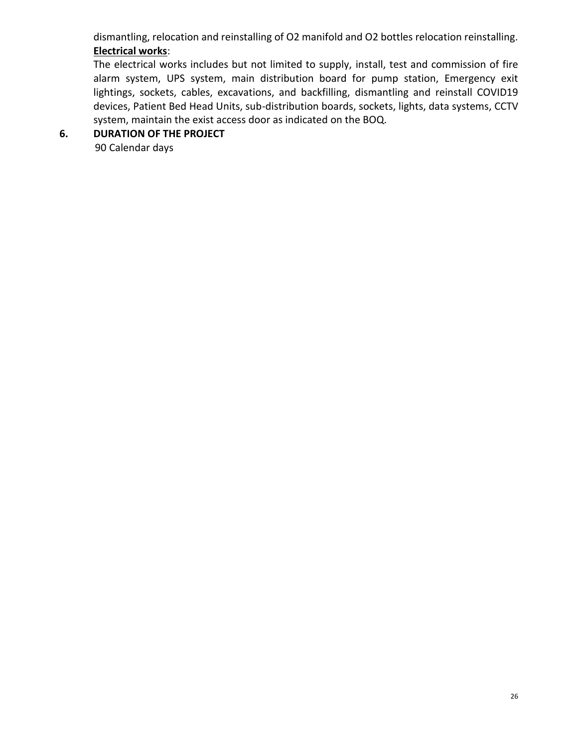dismantling, relocation and reinstalling of O2 manifold and O2 bottles relocation reinstalling.

**Electrical works**:

The electrical works includes but not limited to supply, install, test and commission of fire alarm system, UPS system, main distribution board for pump station, Emergency exit lightings, sockets, cables, excavations, and backfilling, dismantling and reinstall COVID19 devices, Patient Bed Head Units, sub-distribution boards, sockets, lights, data systems, CCTV system, maintain the exist access door as indicated on the BOQ.

## 6. DURATION OF THE PROJECT

90 Calendar days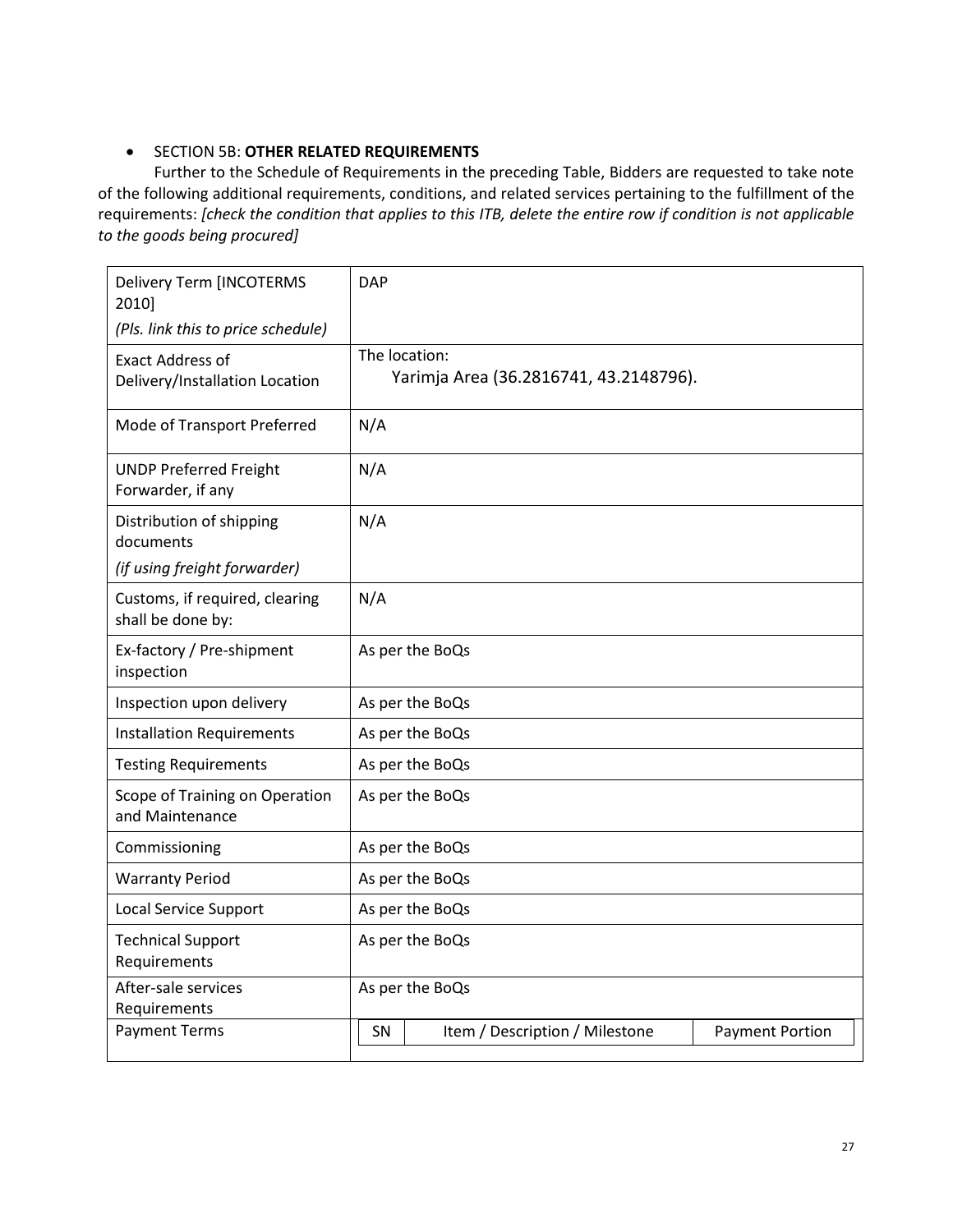- SECTION 5B: **OTHER RELATED REQUIREMENTS**

Further to the Schedule of Requirements in the preceding Table, Bidders are requested to take note of the following additional requirements, conditions, and related services pertaining to the fulfillment of the requirements: *[check the condition that applies to this ITB, delete the entire row if condition is not applicable to the goods being procured]*

| | |
|---|---|
| Delivery Term [INCOTERMS 2010] *(Pls. link this to price schedule)* | DAP |
| Exact Address of Delivery/Installation Location | The location: Yarimja Area (36.2816741, 43.2148796). |
| Mode of Transport Preferred | N/A |
| UNDP Preferred Freight Forwarder, if any | N/A |
| Distribution of shipping documents *(if using freight forwarder)* | N/A |
| Customs, if required, clearing shall be done by: | N/A |
| Ex-factory / Pre-shipment inspection | As per the BoQs |
| Inspection upon delivery | As per the BoQs |
| Installation Requirements | As per the BoQs |
| Testing Requirements | As per the BoQs |
| Scope of Training on Operation and Maintenance | As per the BoQs |
| Commissioning | As per the BoQs |
| Warranty Period | As per the BoQs |
| Local Service Support | As per the BoQs |
| Technical Support Requirements | As per the BoQs |
| After-sale services Requirements | As per the BoQs |
| Payment Terms | SN \| Item / Description / Milestone \| Payment Portion |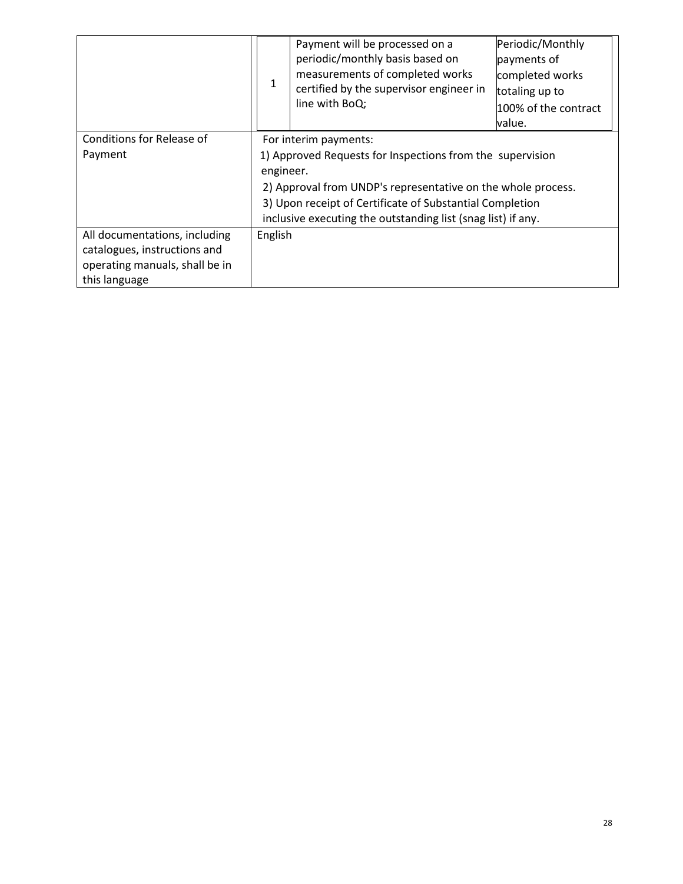| | | | |
|---|---|---|---|
| | 1 | Payment will be processed on a periodic/monthly basis based on measurements of completed works certified by the supervisor engineer in line with BoQ; | Periodic/Monthly payments of completed works totaling up to 100% of the contract value. |
| Conditions for Release of Payment | For interim payments:<br>1) Approved Requests for Inspections from the supervision engineer.<br>2) Approval from UNDP's representative on the whole process.<br>3) Upon receipt of Certificate of Substantial Completion inclusive executing the outstanding list (snag list) if any. | | |
| All documentations, including catalogues, instructions and operating manuals, shall be in this language | English | | |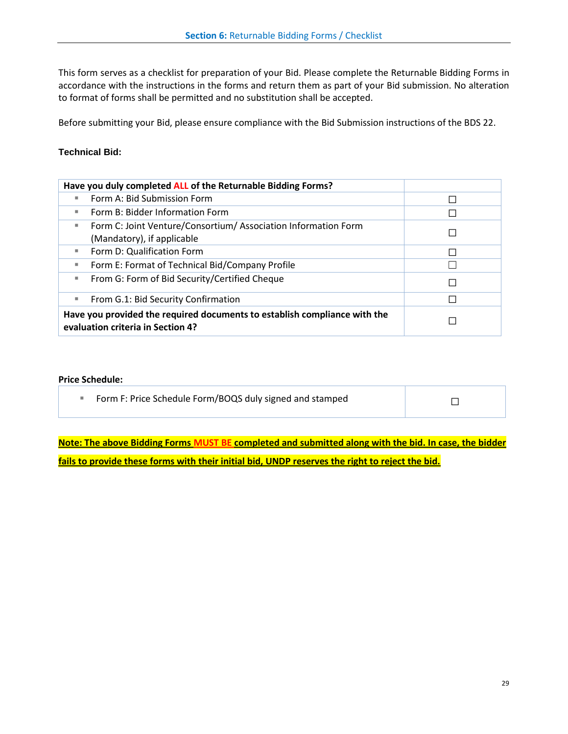## Section 6: Returnable Bidding Forms / Checklist

This form serves as a checklist for preparation of your Bid. Please complete the Returnable Bidding Forms in accordance with the instructions in the forms and return them as part of your Bid submission. No alteration to format of forms shall be permitted and no substitution shall be accepted.

Before submitting your Bid, please ensure compliance with the Bid Submission instructions of the BDS 22.

**Technical Bid:**

| **Have you duly completed ALL of the Returnable Bidding Forms?** | |
|---|---|
| ▪ Form A: Bid Submission Form | ☐ |
| ▪ Form B: Bidder Information Form | ☐ |
| ▪ Form C: Joint Venture/Consortium/ Association Information Form (Mandatory), if applicable | ☐ |
| ▪ Form D: Qualification Form | ☐ |
| ▪ Form E: Format of Technical Bid/Company Profile | ☐ |
| ▪ From G: Form of Bid Security/Certified Cheque | ☐ |
| ▪ From G.1: Bid Security Confirmation | ☐ |
| **Have you provided the required documents to establish compliance with the evaluation criteria in Section 4?** | ☐ |

**Price Schedule:**

| | |
|---|---|
| ▪ Form F: Price Schedule Form/BOQS duly signed and stamped | ☐ |

**Note: The above Bidding Forms MUST BE completed and submitted along with the bid. In case, the bidder fails to provide these forms with their initial bid, UNDP reserves the right to reject the bid.**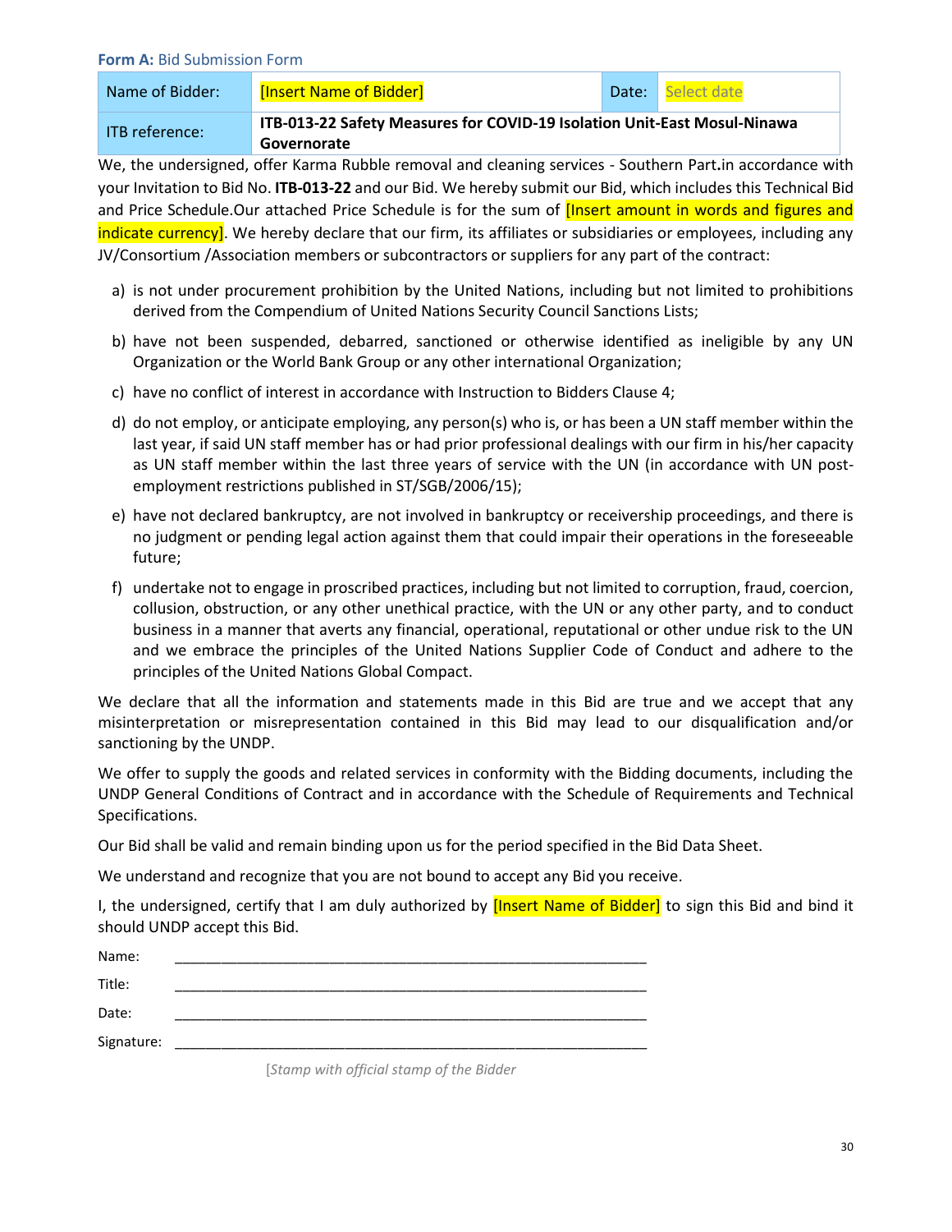**Form A:** Bid Submission Form

| Name of Bidder: | [Insert Name of Bidder] | Date: | Select date |
|---|---|---|---|
| ITB reference: | **ITB-013-22 Safety Measures for COVID-19 Isolation Unit-East Mosul-Ninawa Governorate** | | |

We, the undersigned, offer Karma Rubble removal and cleaning services - Southern Part**.**in accordance with your Invitation to Bid No. **ITB-013-22** and our Bid. We hereby submit our Bid, which includes this Technical Bid and Price Schedule.Our attached Price Schedule is for the sum of [Insert amount in words and figures and indicate currency]. We hereby declare that our firm, its affiliates or subsidiaries or employees, including any JV/Consortium /Association members or subcontractors or suppliers for any part of the contract:

a) is not under procurement prohibition by the United Nations, including but not limited to prohibitions derived from the Compendium of United Nations Security Council Sanctions Lists;

b) have not been suspended, debarred, sanctioned or otherwise identified as ineligible by any UN Organization or the World Bank Group or any other international Organization;

c) have no conflict of interest in accordance with Instruction to Bidders Clause 4;

d) do not employ, or anticipate employing, any person(s) who is, or has been a UN staff member within the last year, if said UN staff member has or had prior professional dealings with our firm in his/her capacity as UN staff member within the last three years of service with the UN (in accordance with UN post-employment restrictions published in ST/SGB/2006/15);

e) have not declared bankruptcy, are not involved in bankruptcy or receivership proceedings, and there is no judgment or pending legal action against them that could impair their operations in the foreseeable future;

f) undertake not to engage in proscribed practices, including but not limited to corruption, fraud, coercion, collusion, obstruction, or any other unethical practice, with the UN or any other party, and to conduct business in a manner that averts any financial, operational, reputational or other undue risk to the UN and we embrace the principles of the United Nations Supplier Code of Conduct and adhere to the principles of the United Nations Global Compact.

We declare that all the information and statements made in this Bid are true and we accept that any misinterpretation or misrepresentation contained in this Bid may lead to our disqualification and/or sanctioning by the UNDP.

We offer to supply the goods and related services in conformity with the Bidding documents, including the UNDP General Conditions of Contract and in accordance with the Schedule of Requirements and Technical Specifications.

Our Bid shall be valid and remain binding upon us for the period specified in the Bid Data Sheet.

We understand and recognize that you are not bound to accept any Bid you receive.

I, the undersigned, certify that I am duly authorized by [Insert Name of Bidder] to sign this Bid and bind it should UNDP accept this Bid.

Name: ____________________________________________________________

Title: ____________________________________________________________

Date: ____________________________________________________________

Signature: ____________________________________________________________

[*Stamp with official stamp of the Bidder*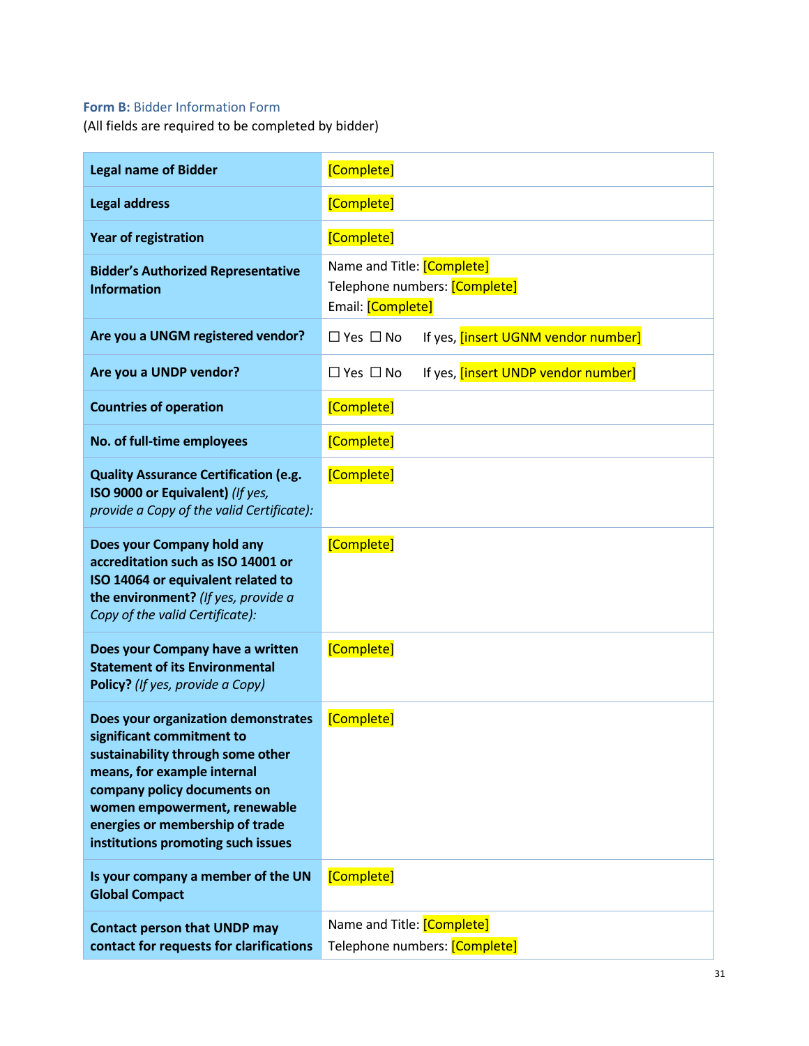**Form B:** Bidder Information Form
(All fields are required to be completed by bidder)

| | |
|---|---|
| **Legal name of Bidder** | [Complete] |
| **Legal address** | [Complete] |
| **Year of registration** | [Complete] |
| **Bidder's Authorized Representative Information** | Name and Title: [Complete]<br>Telephone numbers: [Complete]<br>Email: [Complete] |
| **Are you a UNGM registered vendor?** | ☐ Yes ☐ No If yes, [insert UGNM vendor number] |
| **Are you a UNDP vendor?** | ☐ Yes ☐ No If yes, [insert UNDP vendor number] |
| **Countries of operation** | [Complete] |
| **No. of full-time employees** | [Complete] |
| **Quality Assurance Certification (e.g. ISO 9000 or Equivalent)** *(If yes, provide a Copy of the valid Certificate):* | [Complete] |
| **Does your Company hold any accreditation such as ISO 14001 or ISO 14064 or equivalent related to the environment?** *(If yes, provide a Copy of the valid Certificate):* | [Complete] |
| **Does your Company have a written Statement of its Environmental Policy?** *(If yes, provide a Copy)* | [Complete] |
| **Does your organization demonstrates significant commitment to sustainability through some other means, for example internal company policy documents on women empowerment, renewable energies or membership of trade institutions promoting such issues** | [Complete] |
| **Is your company a member of the UN Global Compact** | [Complete] |
| **Contact person that UNDP may contact for requests for clarifications** | Name and Title: [Complete]<br>Telephone numbers: [Complete] |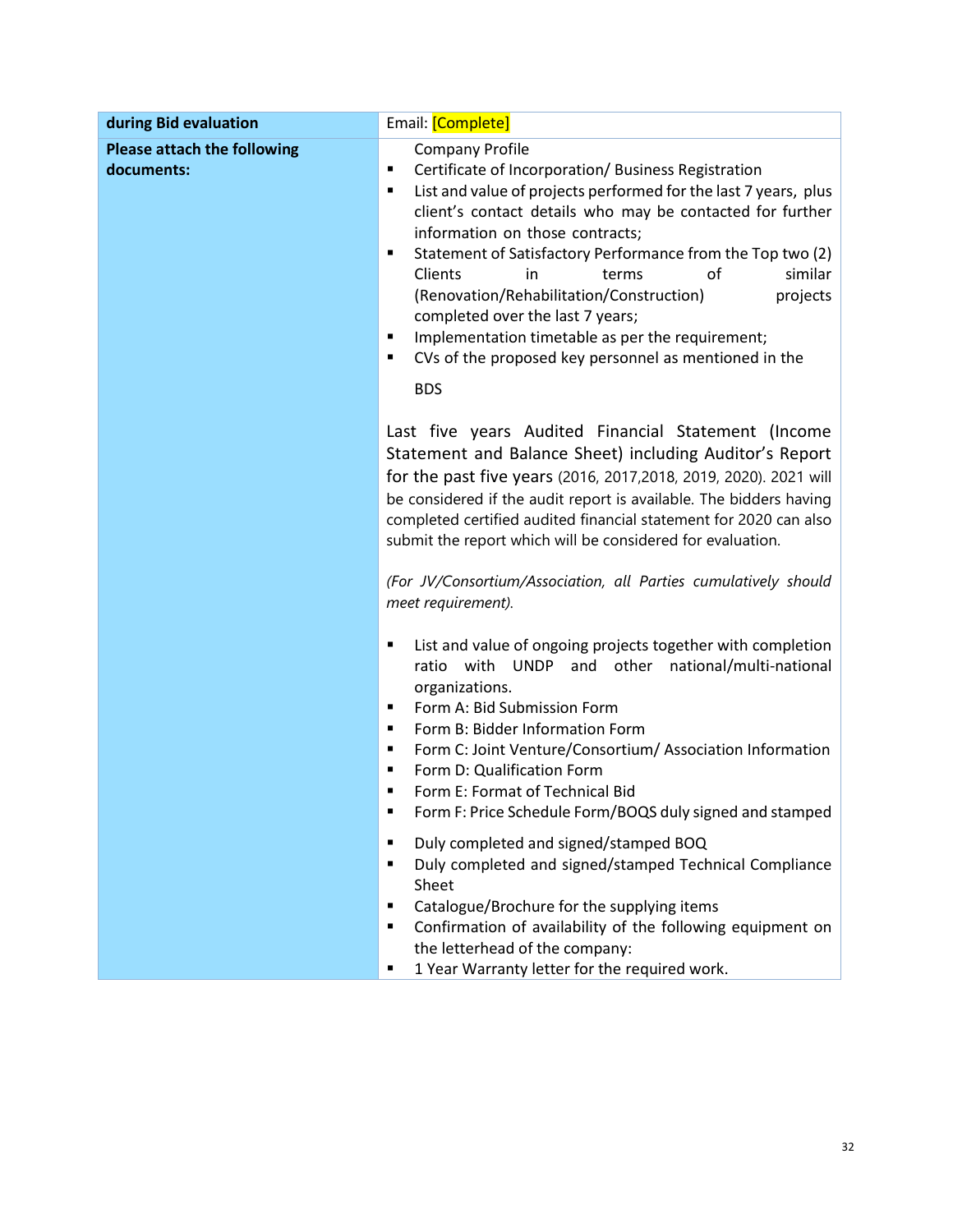| during Bid evaluation | Email: [Complete] |
| --- | --- |
| Please attach the following documents: | Company Profile<br>▪ Certificate of Incorporation/ Business Registration<br>▪ List and value of projects performed for the last 7 years, plus client's contact details who may be contacted for further information on those contracts;<br>▪ Statement of Satisfactory Performance from the Top two (2) Clients in terms of similar (Renovation/Rehabilitation/Construction) projects completed over the last 7 years;<br>▪ Implementation timetable as per the requirement;<br>▪ CVs of the proposed key personnel as mentioned in the BDS<br><br>Last five years Audited Financial Statement (Income Statement and Balance Sheet) including Auditor's Report for the past five years (2016, 2017,2018, 2019, 2020). 2021 will be considered if the audit report is available. The bidders having completed certified audited financial statement for 2020 can also submit the report which will be considered for evaluation.<br><br>*(For JV/Consortium/Association, all Parties cumulatively should meet requirement).*<br><br>▪ List and value of ongoing projects together with completion ratio with UNDP and other national/multi-national organizations.<br>▪ Form A: Bid Submission Form<br>▪ Form B: Bidder Information Form<br>▪ Form C: Joint Venture/Consortium/ Association Information<br>▪ Form D: Qualification Form<br>▪ Form E: Format of Technical Bid<br>▪ Form F: Price Schedule Form/BOQS duly signed and stamped<br>▪ Duly completed and signed/stamped BOQ<br>▪ Duly completed and signed/stamped Technical Compliance Sheet<br>▪ Catalogue/Brochure for the supplying items<br>▪ Confirmation of availability of the following equipment on the letterhead of the company:<br>▪ 1 Year Warranty letter for the required work. |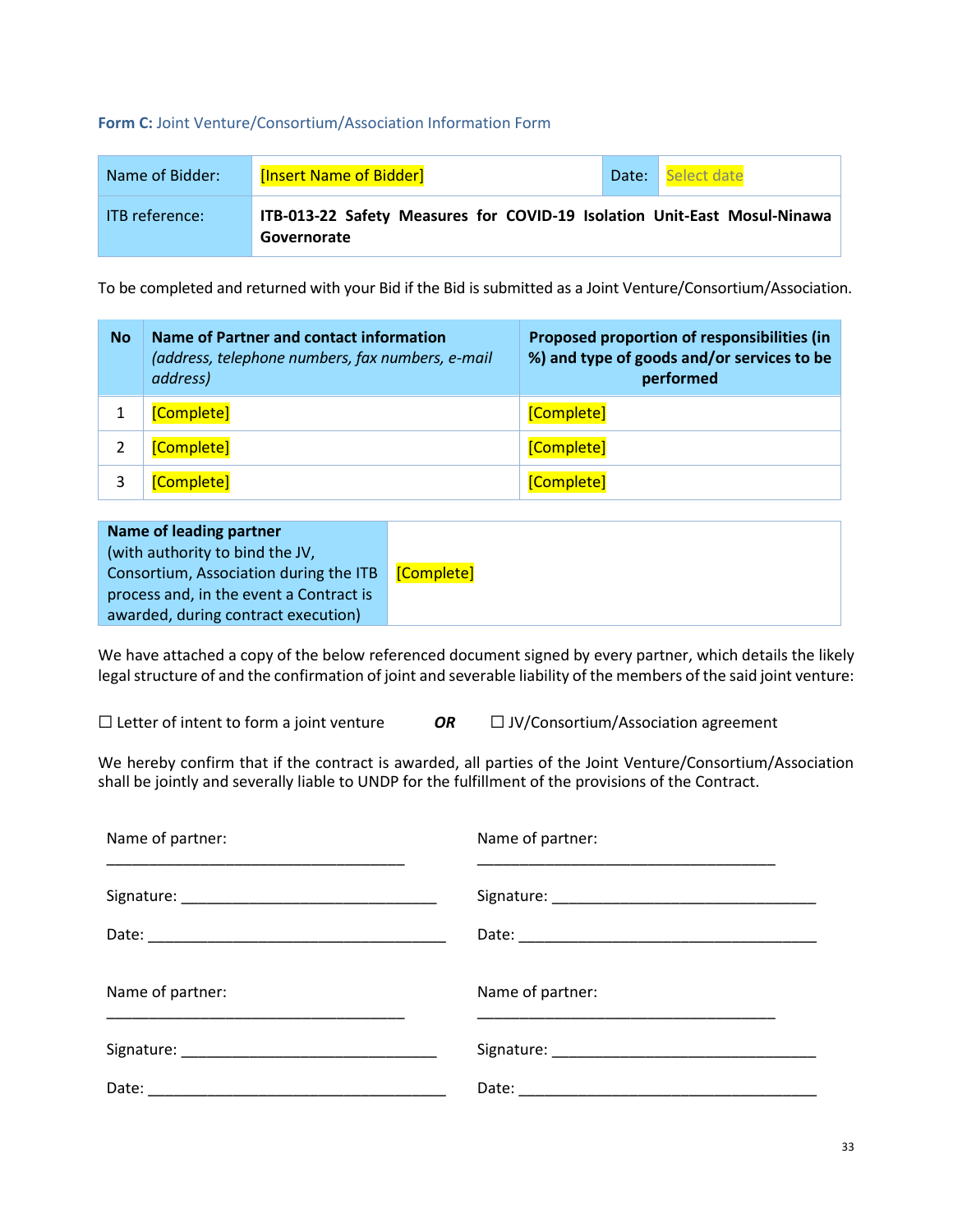**Form C:** Joint Venture/Consortium/Association Information Form

| Name of Bidder: | [Insert Name of Bidder] | Date: | Select date |
|---|---|---|---|
| ITB reference: | **ITB-013-22 Safety Measures for COVID-19 Isolation Unit-East Mosul-Ninawa Governorate** | | |

To be completed and returned with your Bid if the Bid is submitted as a Joint Venture/Consortium/Association.

| No | **Name of Partner and contact information** *(address, telephone numbers, fax numbers, e-mail address)* | **Proposed proportion of responsibilities (in %) and type of goods and/or services to be performed** |
|---|---|---|
| 1 | [Complete] | [Complete] |
| 2 | [Complete] | [Complete] |
| 3 | [Complete] | [Complete] |

| **Name of leading partner** (with authority to bind the JV, Consortium, Association during the ITB process and, in the event a Contract is awarded, during contract execution) | [Complete] |
|---|---|

We have attached a copy of the below referenced document signed by every partner, which details the likely legal structure of and the confirmation of joint and severable liability of the members of the said joint venture:

☐ Letter of intent to form a joint venture ***OR*** ☐ JV/Consortium/Association agreement

We hereby confirm that if the contract is awarded, all parties of the Joint Venture/Consortium/Association shall be jointly and severally liable to UNDP for the fulfillment of the provisions of the Contract.

Name of partner: ___________________________________

Signature: ______________________________

Date: ___________________________________

Name of partner: ___________________________________

Signature: ______________________________

Date: ___________________________________

Name of partner: ___________________________________

Signature: ______________________________

Date: ___________________________________

Name of partner: ___________________________________

Signature: ______________________________

Date: ___________________________________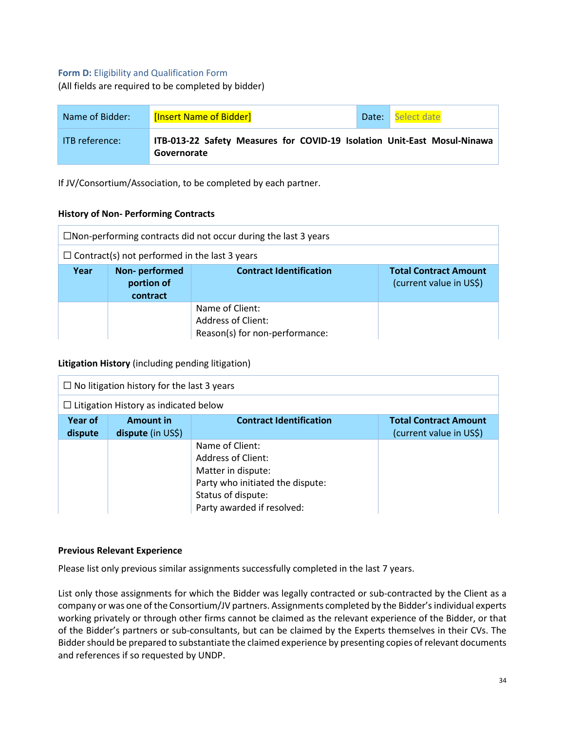**Form D:** Eligibility and Qualification Form
(All fields are required to be completed by bidder)

| Name of Bidder: | [Insert Name of Bidder] | Date: | Select date |
|---|---|---|---|
| ITB reference: | **ITB-013-22 Safety Measures for COVID-19 Isolation Unit-East Mosul-Ninawa Governorate** | | |

If JV/Consortium/Association, to be completed by each partner.

**History of Non- Performing Contracts**

| ☐Non-performing contracts did not occur during the last 3 years | | | |
|---|---|---|---|
| ☐ Contract(s) not performed in the last 3 years | | | |
| **Year** | **Non- performed portion of contract** | **Contract Identification** | **Total Contract Amount** (current value in US$) |
| | | Name of Client:<br>Address of Client:<br>Reason(s) for non-performance: | |

**Litigation History** (including pending litigation)

| ☐ No litigation history for the last 3 years | | | |
|---|---|---|---|
| ☐ Litigation History as indicated below | | | |
| **Year of dispute** | **Amount in dispute** (in US$) | **Contract Identification** | **Total Contract Amount** (current value in US$) |
| | | Name of Client:<br>Address of Client:<br>Matter in dispute:<br>Party who initiated the dispute:<br>Status of dispute:<br>Party awarded if resolved: | |

**Previous Relevant Experience**

Please list only previous similar assignments successfully completed in the last 7 years.

List only those assignments for which the Bidder was legally contracted or sub-contracted by the Client as a company or was one of the Consortium/JV partners. Assignments completed by the Bidder's individual experts working privately or through other firms cannot be claimed as the relevant experience of the Bidder, or that of the Bidder's partners or sub-consultants, but can be claimed by the Experts themselves in their CVs. The Bidder should be prepared to substantiate the claimed experience by presenting copies of relevant documents and references if so requested by UNDP.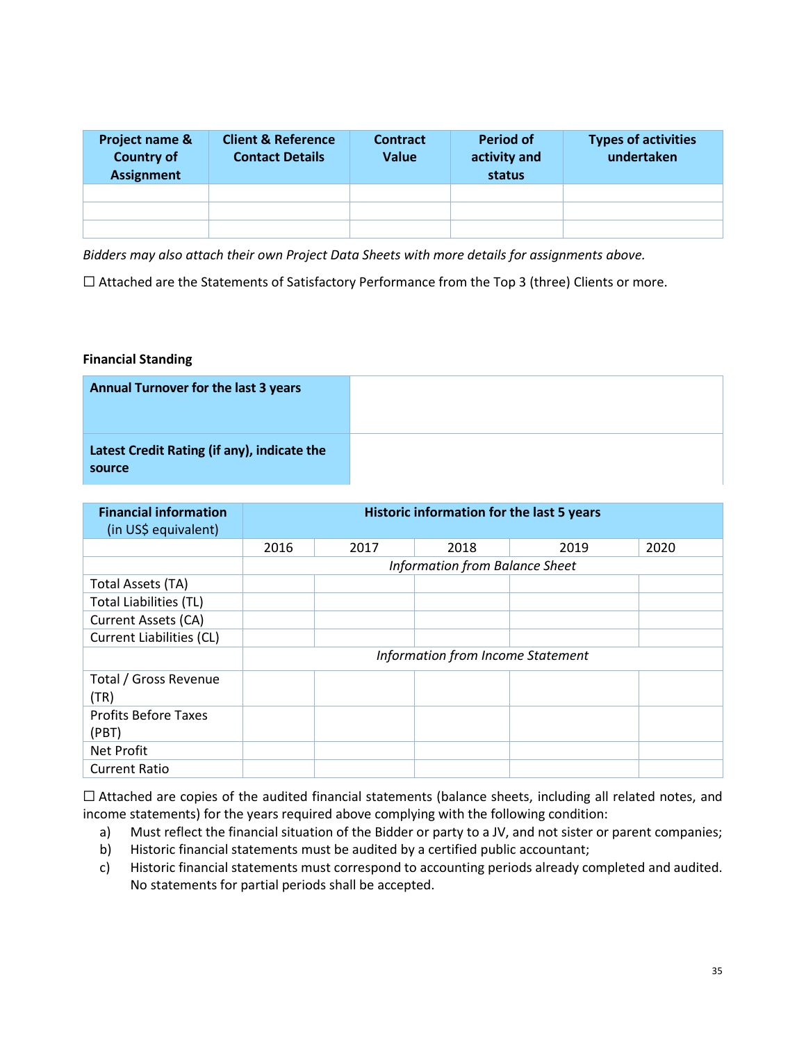| Project name & Country of Assignment | Client & Reference Contact Details | Contract Value | Period of activity and status | Types of activities undertaken |
|---|---|---|---|---|
| | | | | |
| | | | | |
| | | | | |

*Bidders may also attach their own Project Data Sheets with more details for assignments above.*

☐ Attached are the Statements of Satisfactory Performance from the Top 3 (three) Clients or more.

**Financial Standing**

| | |
|---|---|
| **Annual Turnover for the last 3 years** | |
| **Latest Credit Rating (if any), indicate the source** | |

| **Financial information** (in US$ equivalent) | **Historic information for the last 5 years** | | | | |
|---|---|---|---|---|---|
| | 2016 | 2017 | 2018 | 2019 | 2020 |
| | *Information from Balance Sheet* | | | | |
| Total Assets (TA) | | | | | |
| Total Liabilities (TL) | | | | | |
| Current Assets (CA) | | | | | |
| Current Liabilities (CL) | | | | | |
| | *Information from Income Statement* | | | | |
| Total / Gross Revenue (TR) | | | | | |
| Profits Before Taxes (PBT) | | | | | |
| Net Profit | | | | | |
| Current Ratio | | | | | |

☐ Attached are copies of the audited financial statements (balance sheets, including all related notes, and income statements) for the years required above complying with the following condition:

a) Must reflect the financial situation of the Bidder or party to a JV, and not sister or parent companies;
b) Historic financial statements must be audited by a certified public accountant;
c) Historic financial statements must correspond to accounting periods already completed and audited. No statements for partial periods shall be accepted.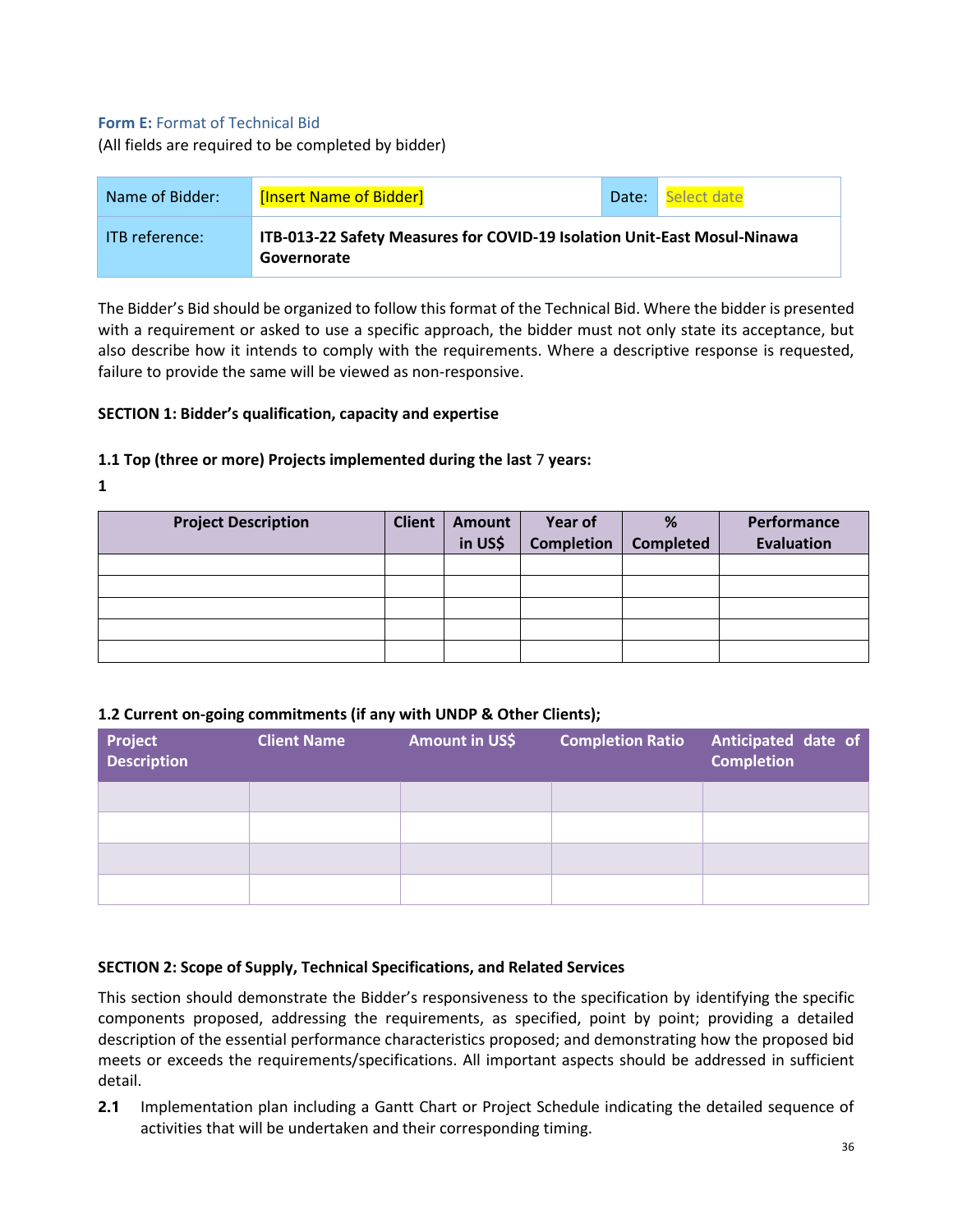**Form E:** Format of Technical Bid

(All fields are required to be completed by bidder)

| Name of Bidder: | [Insert Name of Bidder] | Date: | Select date |
|---|---|---|---|
| ITB reference: | **ITB-013-22 Safety Measures for COVID-19 Isolation Unit-East Mosul-Ninawa Governorate** | | |

The Bidder's Bid should be organized to follow this format of the Technical Bid. Where the bidder is presented with a requirement or asked to use a specific approach, the bidder must not only state its acceptance, but also describe how it intends to comply with the requirements. Where a descriptive response is requested, failure to provide the same will be viewed as non-responsive.

**SECTION 1: Bidder's qualification, capacity and expertise**

**1.1 Top (three or more) Projects implemented during the last 7 years:**

**1**

| Project Description | Client | Amount in US$ | Year of Completion | % Completed | Performance Evaluation |
|---|---|---|---|---|---|
| | | | | | |
| | | | | | |
| | | | | | |
| | | | | | |
| | | | | | |

**1.2 Current on-going commitments (if any with UNDP & Other Clients);**

| Project Description | Client Name | Amount in US$ | Completion Ratio | Anticipated date of Completion |
|---|---|---|---|---|
| | | | | |
| | | | | |
| | | | | |
| | | | | |

**SECTION 2: Scope of Supply, Technical Specifications, and Related Services**

This section should demonstrate the Bidder's responsiveness to the specification by identifying the specific components proposed, addressing the requirements, as specified, point by point; providing a detailed description of the essential performance characteristics proposed; and demonstrating how the proposed bid meets or exceeds the requirements/specifications. All important aspects should be addressed in sufficient detail.

**2.1** Implementation plan including a Gantt Chart or Project Schedule indicating the detailed sequence of activities that will be undertaken and their corresponding timing.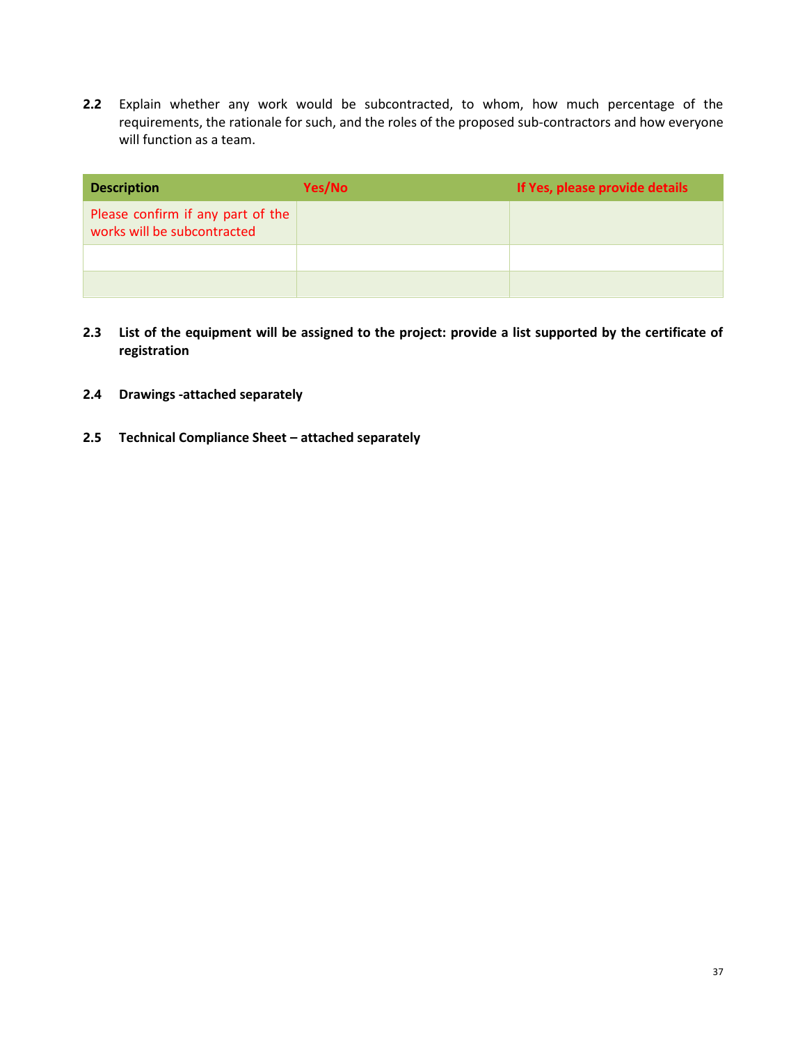**2.2** Explain whether any work would be subcontracted, to whom, how much percentage of the requirements, the rationale for such, and the roles of the proposed sub-contractors and how everyone will function as a team.

| Description | Yes/No | If Yes, please provide details |
|---|---|---|
| Please confirm if any part of the works will be subcontracted | | |
| | | |
| | | |

**2.3 List of the equipment will be assigned to the project: provide a list supported by the certificate of registration**

**2.4 Drawings -attached separately**

**2.5 Technical Compliance Sheet – attached separately**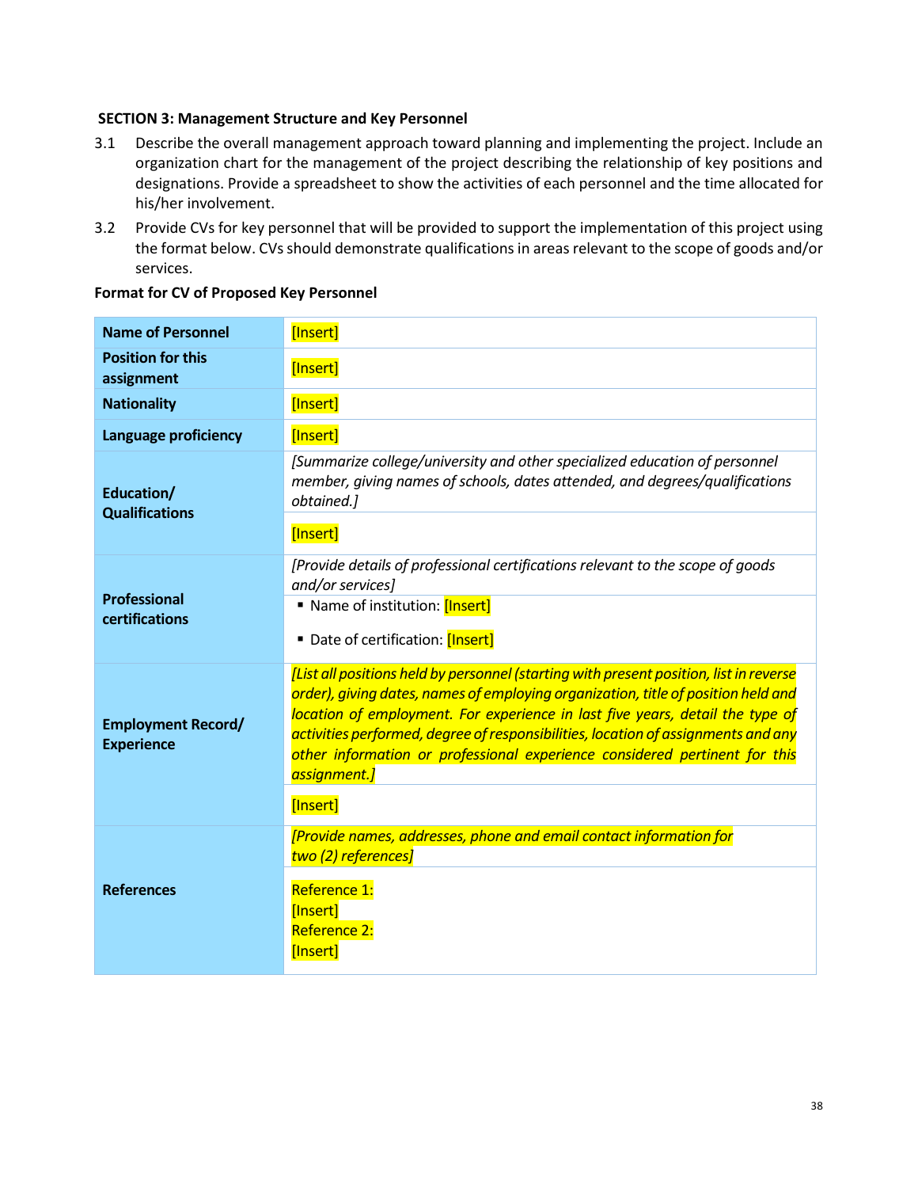**SECTION 3: Management Structure and Key Personnel**

3.1 Describe the overall management approach toward planning and implementing the project. Include an organization chart for the management of the project describing the relationship of key positions and designations. Provide a spreadsheet to show the activities of each personnel and the time allocated for his/her involvement.

3.2 Provide CVs for key personnel that will be provided to support the implementation of this project using the format below. CVs should demonstrate qualifications in areas relevant to the scope of goods and/or services.

**Format for CV of Proposed Key Personnel**

| | |
|---|---|
| **Name of Personnel** | [Insert] |
| **Position for this assignment** | [Insert] |
| **Nationality** | [Insert] |
| **Language proficiency** | [Insert] |
| **Education/ Qualifications** | *[Summarize college/university and other specialized education of personnel member, giving names of schools, dates attended, and degrees/qualifications obtained.]*<br><br>[Insert] |
| **Professional certifications** | *[Provide details of professional certifications relevant to the scope of goods and/or services]*<br>▪ Name of institution: [Insert]<br>▪ Date of certification: [Insert] |
| **Employment Record/ Experience** | *[List all positions held by personnel (starting with present position, list in reverse order), giving dates, names of employing organization, title of position held and location of employment. For experience in last five years, detail the type of activities performed, degree of responsibilities, location of assignments and any other information or professional experience considered pertinent for this assignment.]*<br><br>[Insert] |
| **References** | *[Provide names, addresses, phone and email contact information for two (2) references]*<br><br>Reference 1:<br>[Insert]<br>Reference 2:<br>[Insert] |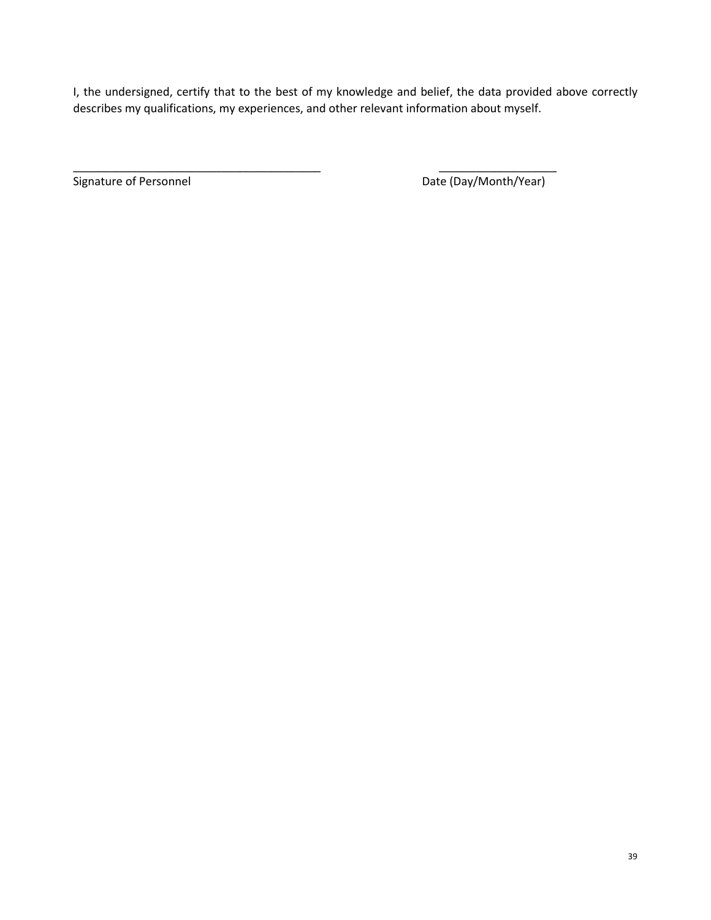I, the undersigned, certify that to the best of my knowledge and belief, the data provided above correctly describes my qualifications, my experiences, and other relevant information about myself.

\_\_\_\_\_\_\_\_\_\_\_\_\_\_\_\_\_\_\_\_\_\_\_\_\_\_\_\_\_\_\_\_\_\_\_\_\_\_\_\_ \_\_\_\_\_\_\_\_\_\_\_\_\_\_\_\_\_\_\_

Signature of Personnel Date (Day/Month/Year)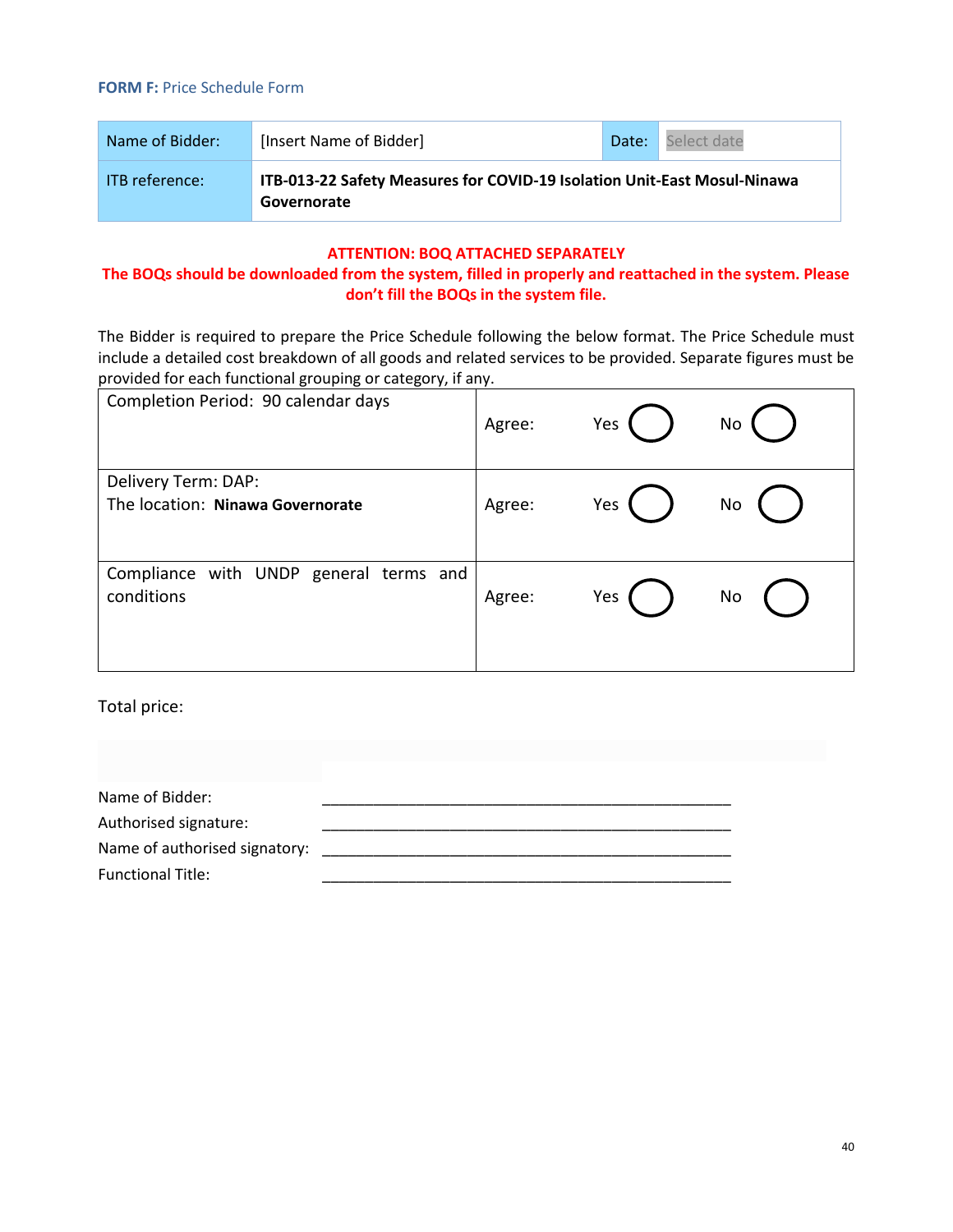**FORM F:** Price Schedule Form

| Name of Bidder: | [Insert Name of Bidder] | Date: | Select date |
|---|---|---|---|
| ITB reference: | **ITB-013-22 Safety Measures for COVID-19 Isolation Unit-East Mosul-Ninawa Governorate** | | |

**ATTENTION: BOQ ATTACHED SEPARATELY**

**The BOQs should be downloaded from the system, filled in properly and reattached in the system. Please don't fill the BOQs in the system file.**

The Bidder is required to prepare the Price Schedule following the below format. The Price Schedule must include a detailed cost breakdown of all goods and related services to be provided. Separate figures must be provided for each functional grouping or category, if any.

| | |
|---|---|
| Completion Period: 90 calendar days | Agree: Yes ◯ No ◯ |
| Delivery Term: DAP:<br>The location: **Ninawa Governorate** | Agree: Yes ◯ No ◯ |
| Compliance with UNDP general terms and conditions | Agree: Yes ◯ No ◯ |

Total price:

Name of Bidder: ___________________________________________

Authorised signature: ___________________________________________

Name of authorised signatory: ___________________________________________

Functional Title: ___________________________________________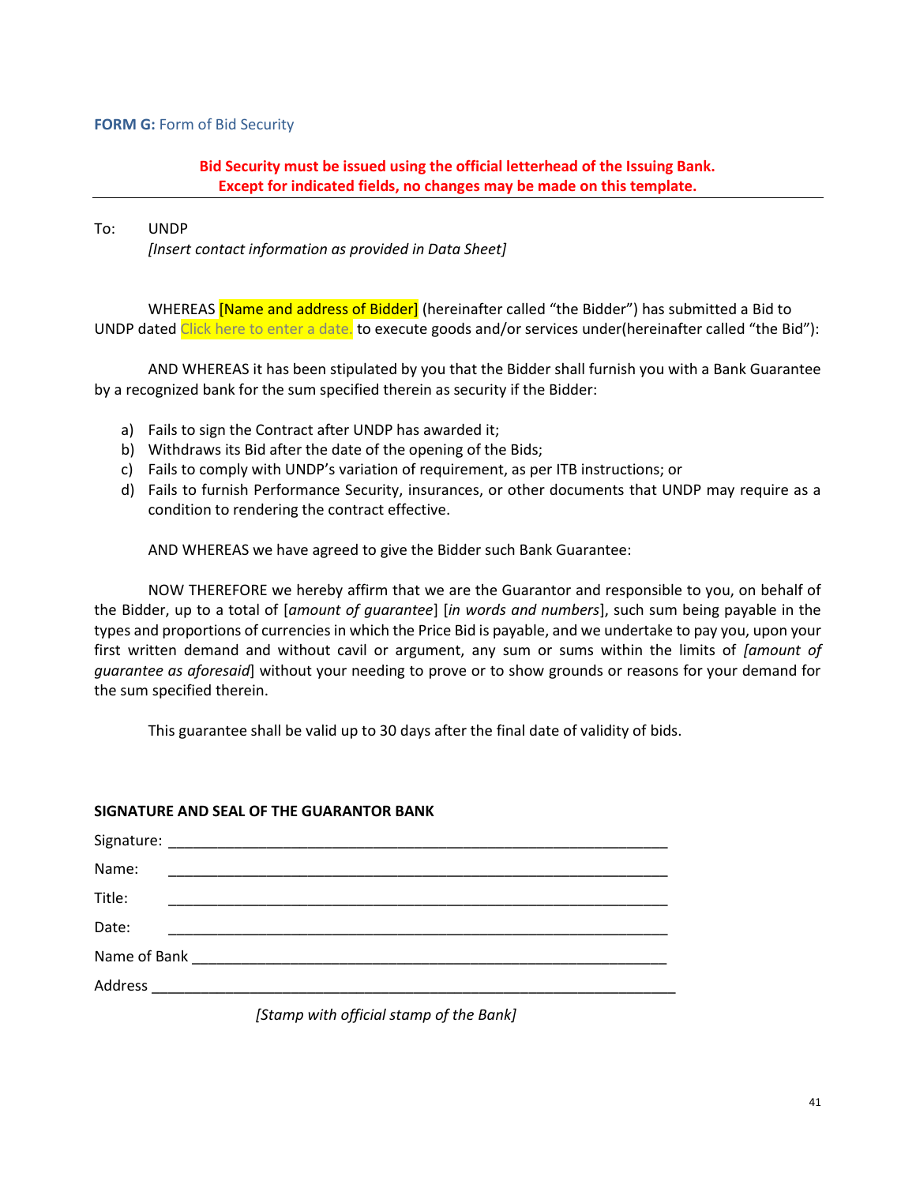**FORM G:** Form of Bid Security

**Bid Security must be issued using the official letterhead of the Issuing Bank.**
**Except for indicated fields, no changes may be made on this template.**

---

To: UNDP
*[Insert contact information as provided in Data Sheet]*

WHEREAS [Name and address of Bidder] (hereinafter called "the Bidder") has submitted a Bid to UNDP dated Click here to enter a date. to execute goods and/or services under(hereinafter called "the Bid"):

AND WHEREAS it has been stipulated by you that the Bidder shall furnish you with a Bank Guarantee by a recognized bank for the sum specified therein as security if the Bidder:

a) Fails to sign the Contract after UNDP has awarded it;
b) Withdraws its Bid after the date of the opening of the Bids;
c) Fails to comply with UNDP's variation of requirement, as per ITB instructions; or
d) Fails to furnish Performance Security, insurances, or other documents that UNDP may require as a condition to rendering the contract effective.

AND WHEREAS we have agreed to give the Bidder such Bank Guarantee:

NOW THEREFORE we hereby affirm that we are the Guarantor and responsible to you, on behalf of the Bidder, up to a total of [*amount of guarantee*] [*in words and numbers*], such sum being payable in the types and proportions of currencies in which the Price Bid is payable, and we undertake to pay you, upon your first written demand and without cavil or argument, any sum or sums within the limits of *[amount of guarantee as aforesaid*] without your needing to prove or to show grounds or reasons for your demand for the sum specified therein.

This guarantee shall be valid up to 30 days after the final date of validity of bids.

**SIGNATURE AND SEAL OF THE GUARANTOR BANK**

Signature: _______________________________________________

Name: _______________________________________________

Title: _______________________________________________

Date: _______________________________________________

Name of Bank _______________________________________________

Address _______________________________________________

*[Stamp with official stamp of the Bank]*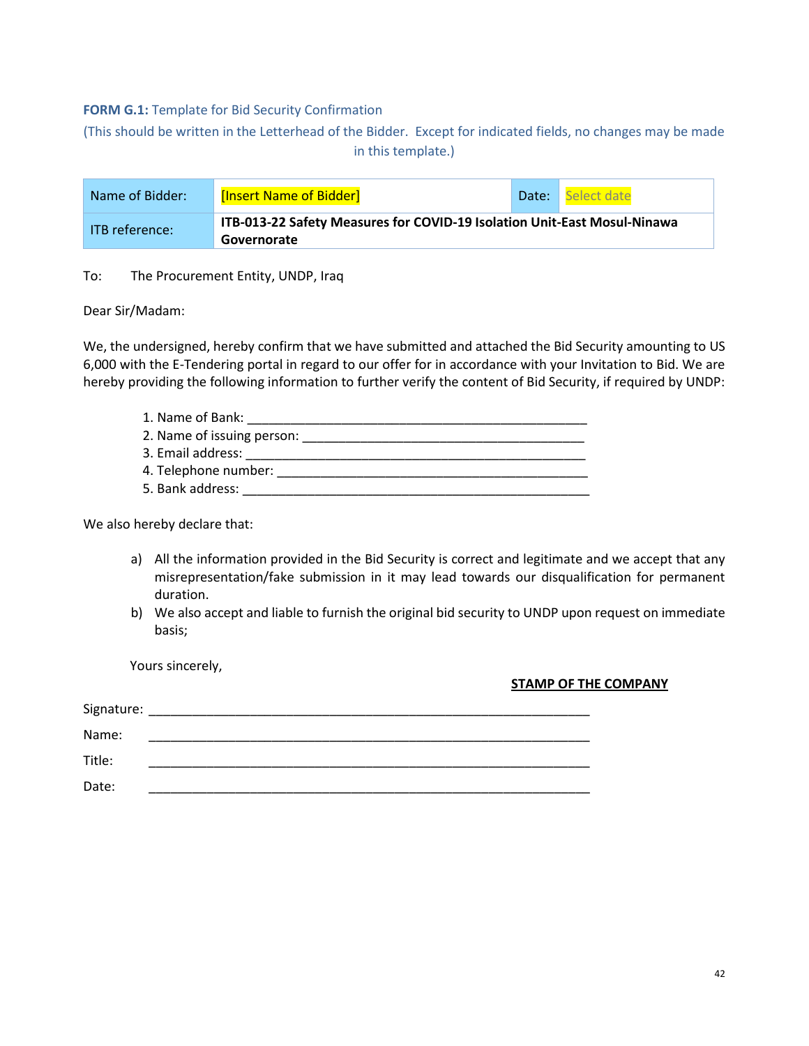**FORM G.1:** Template for Bid Security Confirmation

(This should be written in the Letterhead of the Bidder. Except for indicated fields, no changes may be made in this template.)

| Name of Bidder: | [Insert Name of Bidder] | Date: | Select date |
|---|---|---|---|
| ITB reference: | **ITB-013-22 Safety Measures for COVID-19 Isolation Unit-East Mosul-Ninawa Governorate** | | |

To: The Procurement Entity, UNDP, Iraq

Dear Sir/Madam:

We, the undersigned, hereby confirm that we have submitted and attached the Bid Security amounting to US 6,000 with the E-Tendering portal in regard to our offer for in accordance with your Invitation to Bid. We are hereby providing the following information to further verify the content of Bid Security, if required by UNDP:

1. Name of Bank: ________________________________________________
2. Name of issuing person: ________________________________________
3. Email address: ________________________________________________
4. Telephone number: ____________________________________________
5. Bank address: ________________________________________________

We also hereby declare that:

a) All the information provided in the Bid Security is correct and legitimate and we accept that any misrepresentation/fake submission in it may lead towards our disqualification for permanent duration.
b) We also accept and liable to furnish the original bid security to UNDP upon request on immediate basis;

Yours sincerely,

**STAMP OF THE COMPANY**

Signature: _______________________________________________________________

Name: _______________________________________________________________

Title: _______________________________________________________________

Date: _______________________________________________________________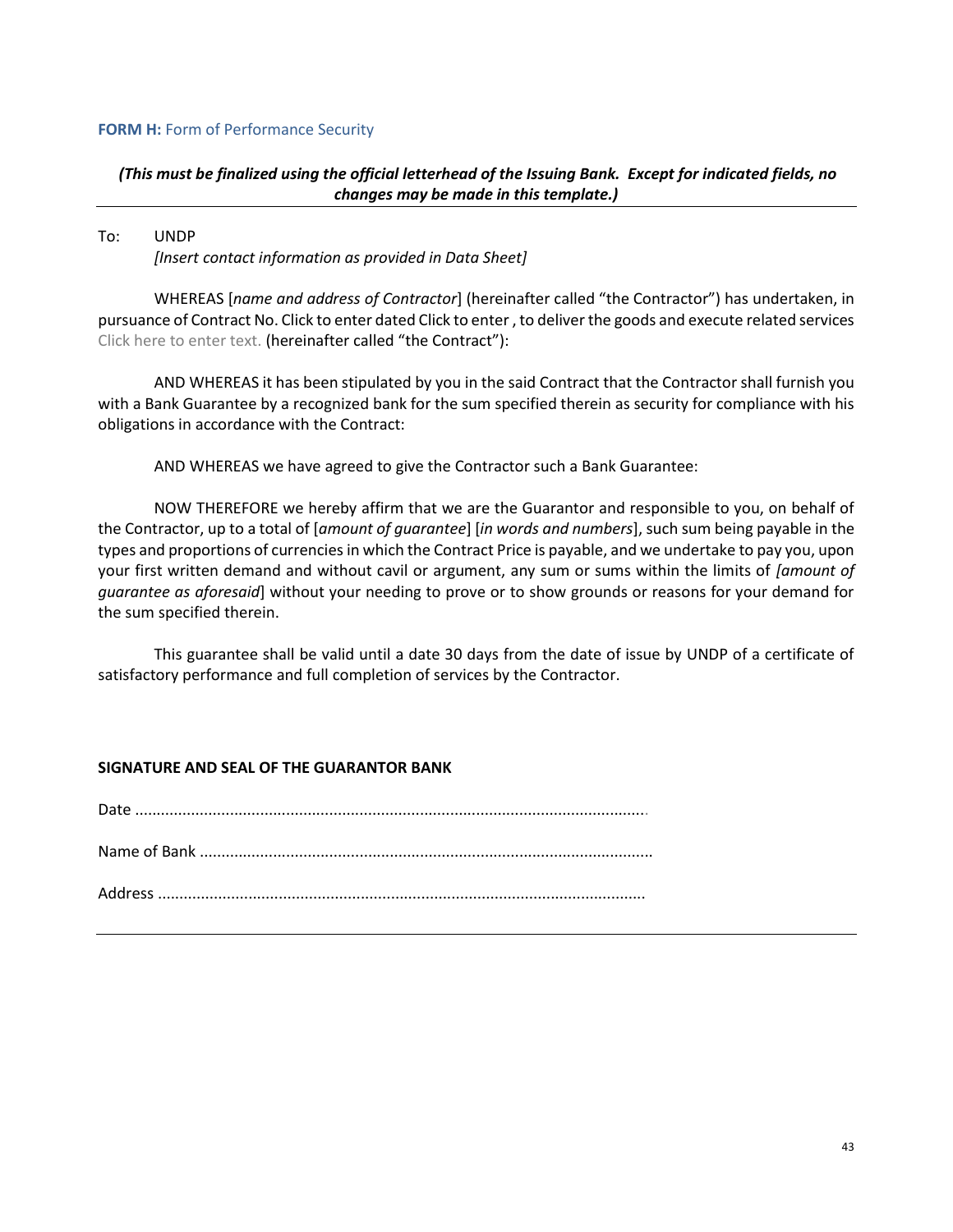**FORM H:** Form of Performance Security

***(This must be finalized using the official letterhead of the Issuing Bank. Except for indicated fields, no changes may be made in this template.)***

---

To: UNDP
*[Insert contact information as provided in Data Sheet]*

WHEREAS [*name and address of Contractor*] (hereinafter called "the Contractor") has undertaken, in pursuance of Contract No. Click to enter dated Click to enter , to deliver the goods and execute related services Click here to enter text. (hereinafter called "the Contract"):

AND WHEREAS it has been stipulated by you in the said Contract that the Contractor shall furnish you with a Bank Guarantee by a recognized bank for the sum specified therein as security for compliance with his obligations in accordance with the Contract:

AND WHEREAS we have agreed to give the Contractor such a Bank Guarantee:

NOW THEREFORE we hereby affirm that we are the Guarantor and responsible to you, on behalf of the Contractor, up to a total of [*amount of guarantee*] [*in words and numbers*], such sum being payable in the types and proportions of currencies in which the Contract Price is payable, and we undertake to pay you, upon your first written demand and without cavil or argument, any sum or sums within the limits of *[amount of guarantee as aforesaid*] without your needing to prove or to show grounds or reasons for your demand for the sum specified therein.

This guarantee shall be valid until a date 30 days from the date of issue by UNDP of a certificate of satisfactory performance and full completion of services by the Contractor.

**SIGNATURE AND SEAL OF THE GUARANTOR BANK**

Date .......................................................................................................................

Name of Bank .........................................................................................................

Address ..................................................................................................................

---